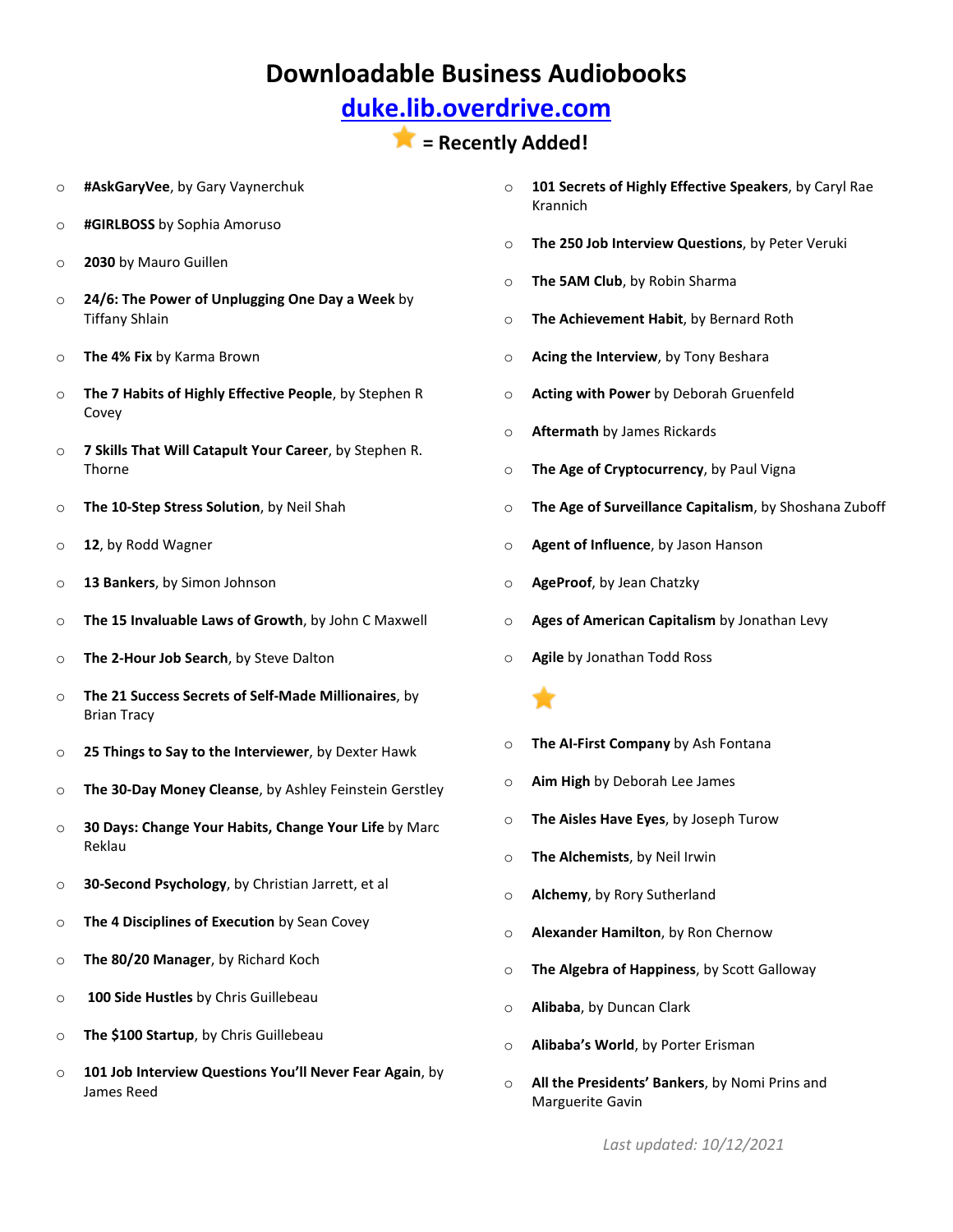# Downloadable Business Audiobooks

## duke.lib.overdrive.com

### ⭐ = Recently Added!

- **#AskGaryVee**, by Gary Vaynerchuk
- **#GIRLBOSS** by Sophia Amoruso
- **2030** by Mauro Guillen
- **24/6: The Power of Unplugging One Day a Week** by Tiffany Shlain
- **The 4% Fix** by Karma Brown
- **The 7 Habits of Highly Effective People**, by Stephen R Covey
- **7 Skills That Will Catapult Your Career**, by Stephen R. Thorne
- **The 10-Step Stress Solution**, by Neil Shah
- **12**, by Rodd Wagner
- **13 Bankers**, by Simon Johnson
- **The 15 Invaluable Laws of Growth**, by John C Maxwell
- **The 2-Hour Job Search**, by Steve Dalton
- **The 21 Success Secrets of Self-Made Millionaires**, by Brian Tracy
- **25 Things to Say to the Interviewer**, by Dexter Hawk
- **The 30-Day Money Cleanse**, by Ashley Feinstein Gerstley
- **30 Days: Change Your Habits, Change Your Life** by Marc Reklau
- **30-Second Psychology**, by Christian Jarrett, et al
- **The 4 Disciplines of Execution** by Sean Covey
- **The 80/20 Manager**, by Richard Koch
- **100 Side Hustles** by Chris Guillebeau
- **The $100 Startup**, by Chris Guillebeau
- **101 Job Interview Questions You'll Never Fear Again**, by James Reed
- **101 Secrets of Highly Effective Speakers**, by Caryl Rae Krannich
- **The 250 Job Interview Questions**, by Peter Veruki
- **The 5AM Club**, by Robin Sharma
- **The Achievement Habit**, by Bernard Roth
- **Acing the Interview**, by Tony Beshara
- **Acting with Power** by Deborah Gruenfeld
- **Aftermath** by James Rickards
- **The Age of Cryptocurrency**, by Paul Vigna
- **The Age of Surveillance Capitalism**, by Shoshana Zuboff
- **Agent of Influence**, by Jason Hanson
- **AgeProof**, by Jean Chatzky
- **Ages of American Capitalism** by Jonathan Levy
- **Agile** by Jonathan Todd Ross
- ⭐ **The AI-First Company** by Ash Fontana
- **Aim High** by Deborah Lee James
- **The Aisles Have Eyes**, by Joseph Turow
- **The Alchemists**, by Neil Irwin
- **Alchemy**, by Rory Sutherland
- **Alexander Hamilton**, by Ron Chernow
- **The Algebra of Happiness**, by Scott Galloway
- **Alibaba**, by Duncan Clark
- **Alibaba's World**, by Porter Erisman
- **All the Presidents' Bankers**, by Nomi Prins and Marguerite Gavin

*Last updated: 10/12/2021*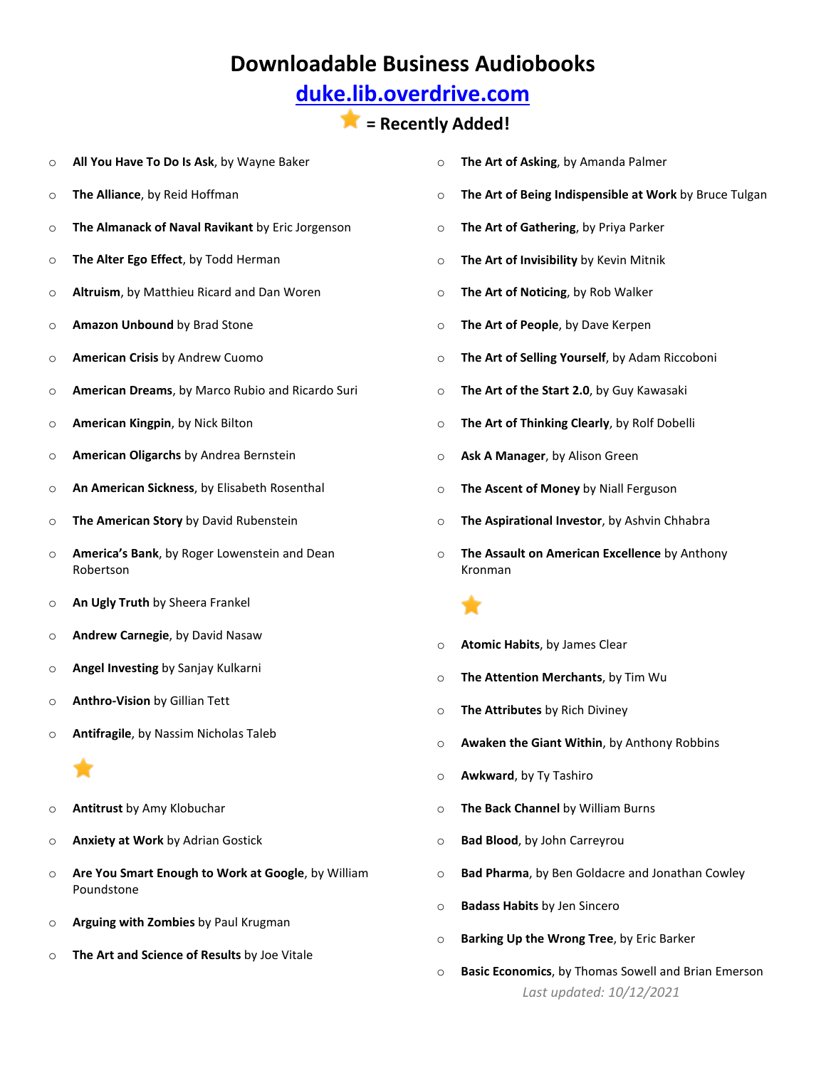# Downloadable Business Audiobooks

## [duke.lib.overdrive.com](duke.lib.overdrive.com)

### ⭐ = Recently Added!

- **All You Have To Do Is Ask**, by Wayne Baker
- **The Alliance**, by Reid Hoffman
- **The Almanack of Naval Ravikant** by Eric Jorgenson
- **The Alter Ego Effect**, by Todd Herman
- **Altruism**, by Matthieu Ricard and Dan Woren
- **Amazon Unbound** by Brad Stone
- **American Crisis** by Andrew Cuomo
- **American Dreams**, by Marco Rubio and Ricardo Suri
- **American Kingpin**, by Nick Bilton
- **American Oligarchs** by Andrea Bernstein
- **An American Sickness**, by Elisabeth Rosenthal
- **The American Story** by David Rubenstein
- **America's Bank**, by Roger Lowenstein and Dean Robertson
- **An Ugly Truth** by Sheera Frankel
- **Andrew Carnegie**, by David Nasaw
- **Angel Investing** by Sanjay Kulkarni
- **Anthro-Vision** by Gillian Tett
- **Antifragile**, by Nassim Nicholas Taleb ⭐
- **Antitrust** by Amy Klobuchar
- **Anxiety at Work** by Adrian Gostick
- **Are You Smart Enough to Work at Google**, by William Poundstone
- **Arguing with Zombies** by Paul Krugman
- **The Art and Science of Results** by Joe Vitale
- **The Art of Asking**, by Amanda Palmer
- **The Art of Being Indispensible at Work** by Bruce Tulgan
- **The Art of Gathering**, by Priya Parker
- **The Art of Invisibility** by Kevin Mitnik
- **The Art of Noticing**, by Rob Walker
- **The Art of People**, by Dave Kerpen
- **The Art of Selling Yourself**, by Adam Riccoboni
- **The Art of the Start 2.0**, by Guy Kawasaki
- **The Art of Thinking Clearly**, by Rolf Dobelli
- **Ask A Manager**, by Alison Green
- **The Ascent of Money** by Niall Ferguson
- **The Aspirational Investor**, by Ashvin Chhabra
- **The Assault on American Excellence** by Anthony Kronman ⭐
- **Atomic Habits**, by James Clear
- **The Attention Merchants**, by Tim Wu
- **The Attributes** by Rich Diviney
- **Awaken the Giant Within**, by Anthony Robbins
- **Awkward**, by Ty Tashiro
- **The Back Channel** by William Burns
- **Bad Blood**, by John Carreyrou
- **Bad Pharma**, by Ben Goldacre and Jonathan Cowley
- **Badass Habits** by Jen Sincero
- **Barking Up the Wrong Tree**, by Eric Barker
- **Basic Economics**, by Thomas Sowell and Brian Emerson

*Last updated: 10/12/2021*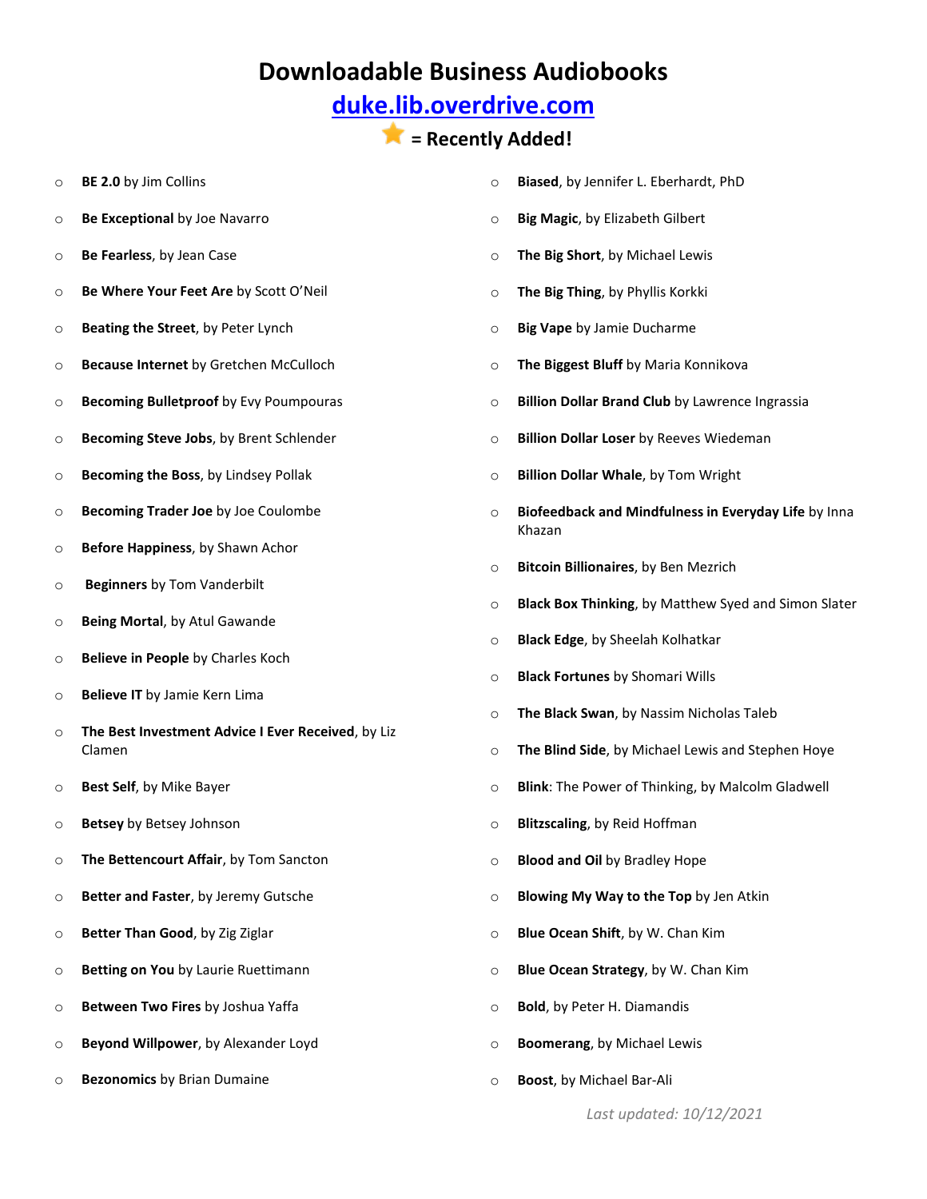# Downloadable Business Audiobooks

## [duke.lib.overdrive.com](duke.lib.overdrive.com)

### ⭐ = Recently Added!

- **BE 2.0** by Jim Collins
- **Be Exceptional** by Joe Navarro
- **Be Fearless**, by Jean Case
- **Be Where Your Feet Are** by Scott O'Neil
- **Beating the Street**, by Peter Lynch
- **Because Internet** by Gretchen McCulloch
- **Becoming Bulletproof** by Evy Poumpouras
- **Becoming Steve Jobs**, by Brent Schlender
- **Becoming the Boss**, by Lindsey Pollak
- **Becoming Trader Joe** by Joe Coulombe
- **Before Happiness**, by Shawn Achor
- **Beginners** by Tom Vanderbilt
- **Being Mortal**, by Atul Gawande
- **Believe in People** by Charles Koch
- **Believe IT** by Jamie Kern Lima
- **The Best Investment Advice I Ever Received**, by Liz Clamen
- **Best Self**, by Mike Bayer
- **Betsey** by Betsey Johnson
- **The Bettencourt Affair**, by Tom Sancton
- **Better and Faster**, by Jeremy Gutsche
- **Better Than Good**, by Zig Ziglar
- **Betting on You** by Laurie Ruettimann
- **Between Two Fires** by Joshua Yaffa
- **Beyond Willpower**, by Alexander Loyd
- **Bezonomics** by Brian Dumaine
- **Biased**, by Jennifer L. Eberhardt, PhD
- **Big Magic**, by Elizabeth Gilbert
- **The Big Short**, by Michael Lewis
- **The Big Thing**, by Phyllis Korkki
- **Big Vape** by Jamie Ducharme
- **The Biggest Bluff** by Maria Konnikova
- **Billion Dollar Brand Club** by Lawrence Ingrassia
- **Billion Dollar Loser** by Reeves Wiedeman
- **Billion Dollar Whale**, by Tom Wright
- **Biofeedback and Mindfulness in Everyday Life** by Inna Khazan
- **Bitcoin Billionaires**, by Ben Mezrich
- **Black Box Thinking**, by Matthew Syed and Simon Slater
- **Black Edge**, by Sheelah Kolhatkar
- **Black Fortunes** by Shomari Wills
- **The Black Swan**, by Nassim Nicholas Taleb
- **The Blind Side**, by Michael Lewis and Stephen Hoye
- **Blink**: The Power of Thinking, by Malcolm Gladwell
- **Blitzscaling**, by Reid Hoffman
- **Blood and Oil** by Bradley Hope
- **Blowing My Way to the Top** by Jen Atkin
- **Blue Ocean Shift**, by W. Chan Kim
- **Blue Ocean Strategy**, by W. Chan Kim
- **Bold**, by Peter H. Diamandis
- **Boomerang**, by Michael Lewis
- **Boost**, by Michael Bar-Ali

*Last updated: 10/12/2021*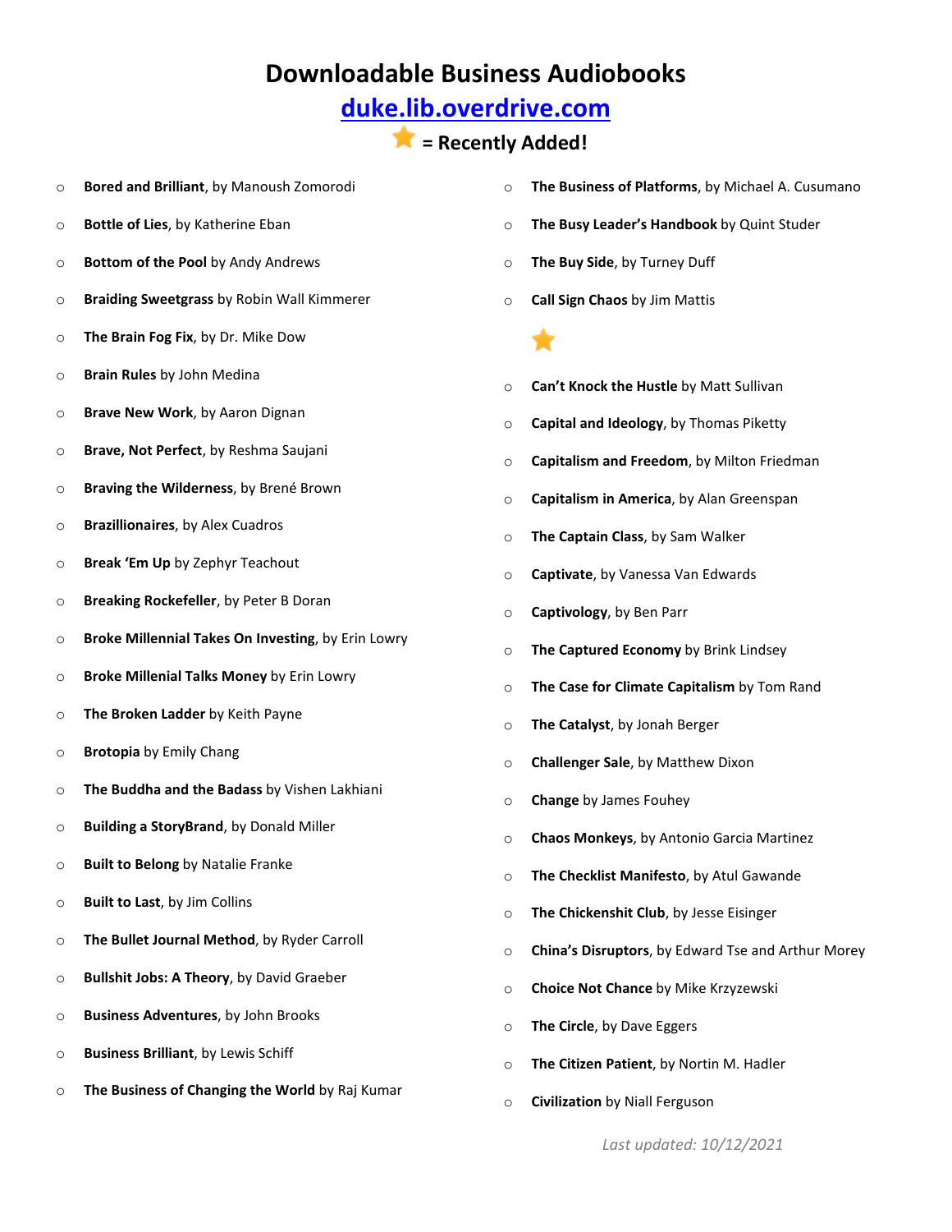# Downloadable Business Audiobooks

## duke.lib.overdrive.com

### ⭐ = Recently Added!

- **Bored and Brilliant**, by Manoush Zomorodi
- **Bottle of Lies**, by Katherine Eban
- **Bottom of the Pool** by Andy Andrews
- **Braiding Sweetgrass** by Robin Wall Kimmerer
- **The Brain Fog Fix**, by Dr. Mike Dow
- **Brain Rules** by John Medina
- **Brave New Work**, by Aaron Dignan
- **Brave, Not Perfect**, by Reshma Saujani
- **Braving the Wilderness**, by Brené Brown
- **Brazillionaires**, by Alex Cuadros
- **Break 'Em Up** by Zephyr Teachout
- **Breaking Rockefeller**, by Peter B Doran
- **Broke Millennial Takes On Investing**, by Erin Lowry
- **Broke Millenial Talks Money** by Erin Lowry
- **The Broken Ladder** by Keith Payne
- **Brotopia** by Emily Chang
- **The Buddha and the Badass** by Vishen Lakhiani
- **Building a StoryBrand**, by Donald Miller
- **Built to Belong** by Natalie Franke
- **Built to Last**, by Jim Collins
- **The Bullet Journal Method**, by Ryder Carroll
- **Bullshit Jobs: A Theory**, by David Graeber
- **Business Adventures**, by John Brooks
- **Business Brilliant**, by Lewis Schiff
- **The Business of Changing the World** by Raj Kumar
- **The Business of Platforms**, by Michael A. Cusumano
- **The Busy Leader's Handbook** by Quint Studer
- **The Buy Side**, by Turney Duff
- **Call Sign Chaos** by Jim Mattis ⭐
- **Can't Knock the Hustle** by Matt Sullivan
- **Capital and Ideology**, by Thomas Piketty
- **Capitalism and Freedom**, by Milton Friedman
- **Capitalism in America**, by Alan Greenspan
- **The Captain Class**, by Sam Walker
- **Captivate**, by Vanessa Van Edwards
- **Captivology**, by Ben Parr
- **The Captured Economy** by Brink Lindsey
- **The Case for Climate Capitalism** by Tom Rand
- **The Catalyst**, by Jonah Berger
- **Challenger Sale**, by Matthew Dixon
- **Change** by James Fouhey
- **Chaos Monkeys**, by Antonio Garcia Martinez
- **The Checklist Manifesto**, by Atul Gawande
- **The Chickenshit Club**, by Jesse Eisinger
- **China's Disruptors**, by Edward Tse and Arthur Morey
- **Choice Not Chance** by Mike Krzyzewski
- **The Circle**, by Dave Eggers
- **The Citizen Patient**, by Nortin M. Hadler
- **Civilization** by Niall Ferguson

*Last updated: 10/12/2021*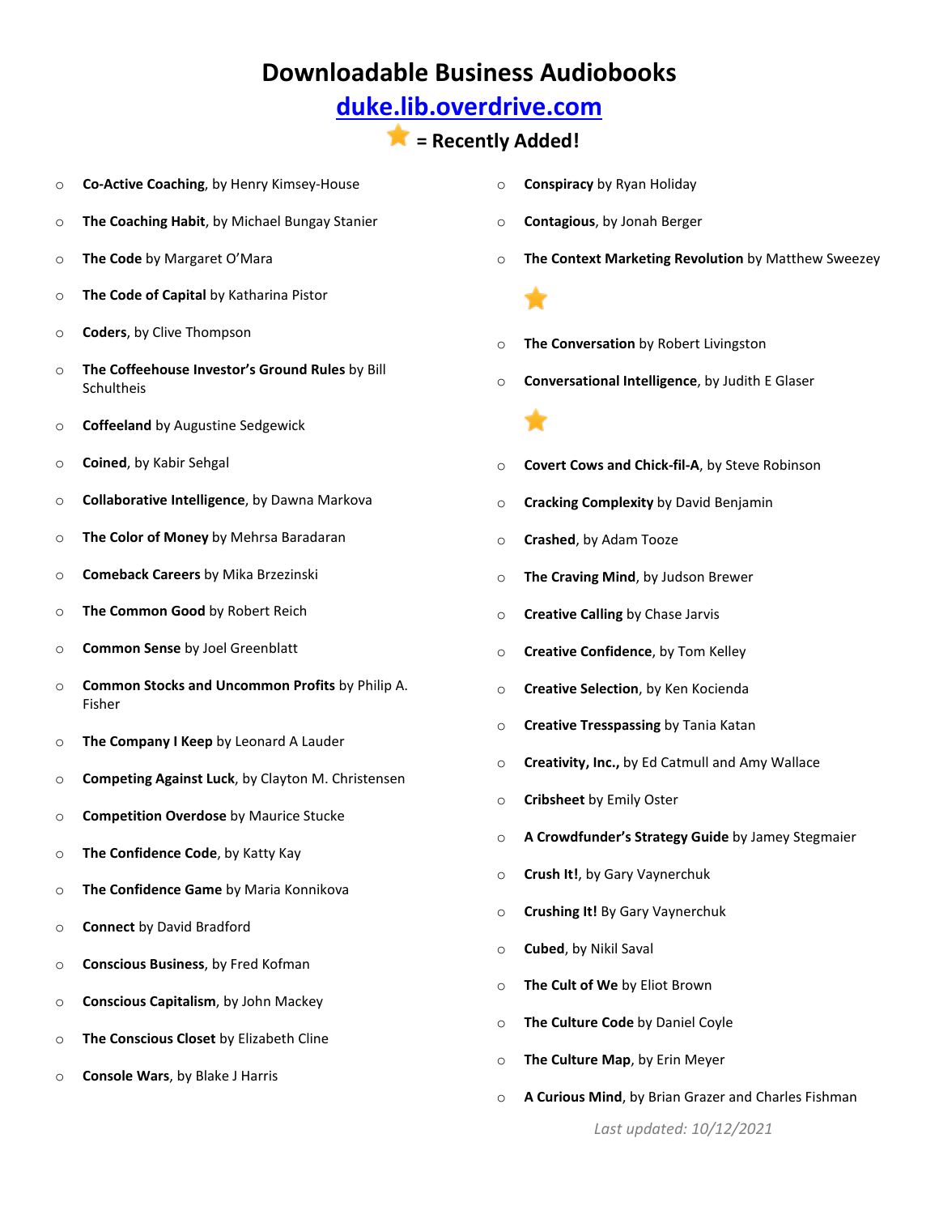# Downloadable Business Audiobooks

## [duke.lib.overdrive.com](duke.lib.overdrive.com)

### ⭐ = Recently Added!

- **Co-Active Coaching**, by Henry Kimsey-House
- **The Coaching Habit**, by Michael Bungay Stanier
- **The Code** by Margaret O'Mara
- **The Code of Capital** by Katharina Pistor
- **Coders**, by Clive Thompson
- **The Coffeehouse Investor's Ground Rules** by Bill Schultheis
- **Coffeeland** by Augustine Sedgewick
- **Coined**, by Kabir Sehgal
- **Collaborative Intelligence**, by Dawna Markova
- **The Color of Money** by Mehrsa Baradaran
- **Comeback Careers** by Mika Brzezinski
- **The Common Good** by Robert Reich
- **Common Sense** by Joel Greenblatt
- **Common Stocks and Uncommon Profits** by Philip A. Fisher
- **The Company I Keep** by Leonard A Lauder
- **Competing Against Luck**, by Clayton M. Christensen
- **Competition Overdose** by Maurice Stucke
- **The Confidence Code**, by Katty Kay
- **The Confidence Game** by Maria Konnikova
- **Connect** by David Bradford
- **Conscious Business**, by Fred Kofman
- **Conscious Capitalism**, by John Mackey
- **The Conscious Closet** by Elizabeth Cline
- **Console Wars**, by Blake J Harris
- **Conspiracy** by Ryan Holiday
- **Contagious**, by Jonah Berger
- **The Context Marketing Revolution** by Matthew Sweezey ⭐
- **The Conversation** by Robert Livingston
- **Conversational Intelligence**, by Judith E Glaser ⭐
- **Covert Cows and Chick-fil-A**, by Steve Robinson
- **Cracking Complexity** by David Benjamin
- **Crashed**, by Adam Tooze
- **The Craving Mind**, by Judson Brewer
- **Creative Calling** by Chase Jarvis
- **Creative Confidence**, by Tom Kelley
- **Creative Selection**, by Ken Kocienda
- **Creative Tresspassing** by Tania Katan
- **Creativity, Inc.**, by Ed Catmull and Amy Wallace
- **Cribsheet** by Emily Oster
- **A Crowdfunder's Strategy Guide** by Jamey Stegmaier
- **Crush It!**, by Gary Vaynerchuk
- **Crushing It!** By Gary Vaynerchuk
- **Cubed**, by Nikil Saval
- **The Cult of We** by Eliot Brown
- **The Culture Code** by Daniel Coyle
- **The Culture Map**, by Erin Meyer
- **A Curious Mind**, by Brian Grazer and Charles Fishman

*Last updated: 10/12/2021*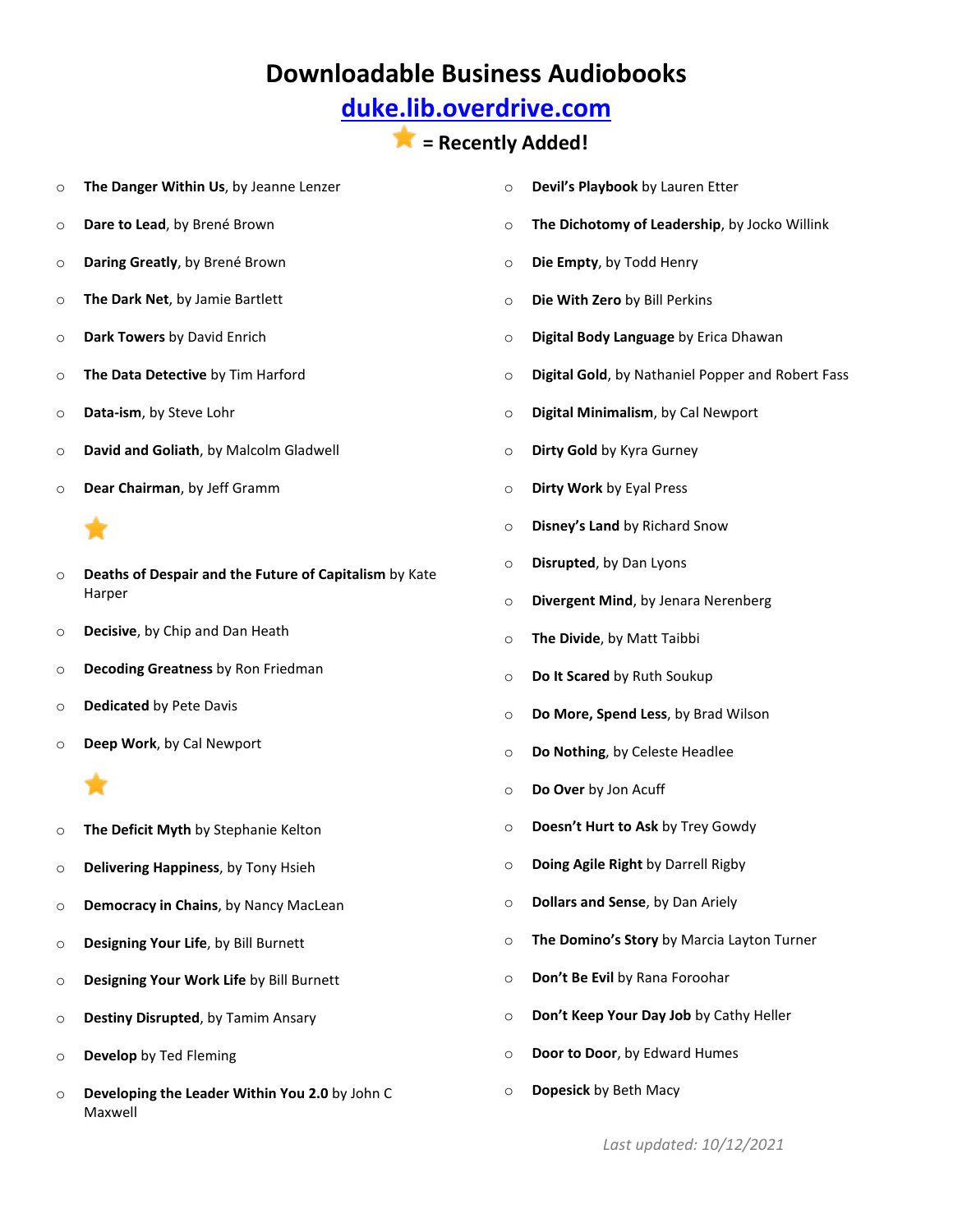# Downloadable Business Audiobooks

## [duke.lib.overdrive.com](duke.lib.overdrive.com)

## ⭐ = Recently Added!

- **The Danger Within Us**, by Jeanne Lenzer
- **Dare to Lead**, by Brené Brown
- **Daring Greatly**, by Brené Brown
- **The Dark Net**, by Jamie Bartlett
- **Dark Towers** by David Enrich
- **The Data Detective** by Tim Harford
- **Data-ism**, by Steve Lohr
- **David and Goliath**, by Malcolm Gladwell
- **Dear Chairman**, by Jeff Gramm
- ⭐ **Deaths of Despair and the Future of Capitalism** by Kate Harper
- **Decisive**, by Chip and Dan Heath
- **Decoding Greatness** by Ron Friedman
- **Dedicated** by Pete Davis
- **Deep Work**, by Cal Newport
- ⭐ **The Deficit Myth** by Stephanie Kelton
- **Delivering Happiness**, by Tony Hsieh
- **Democracy in Chains**, by Nancy MacLean
- **Designing Your Life**, by Bill Burnett
- **Designing Your Work Life** by Bill Burnett
- **Destiny Disrupted**, by Tamim Ansary
- **Develop** by Ted Fleming
- **Developing the Leader Within You 2.0** by John C Maxwell
- **Devil's Playbook** by Lauren Etter
- **The Dichotomy of Leadership**, by Jocko Willink
- **Die Empty**, by Todd Henry
- **Die With Zero** by Bill Perkins
- **Digital Body Language** by Erica Dhawan
- **Digital Gold**, by Nathaniel Popper and Robert Fass
- **Digital Minimalism**, by Cal Newport
- **Dirty Gold** by Kyra Gurney
- **Dirty Work** by Eyal Press
- **Disney's Land** by Richard Snow
- **Disrupted**, by Dan Lyons
- **Divergent Mind**, by Jenara Nerenberg
- **The Divide**, by Matt Taibbi
- **Do It Scared** by Ruth Soukup
- **Do More, Spend Less**, by Brad Wilson
- **Do Nothing**, by Celeste Headlee
- **Do Over** by Jon Acuff
- **Doesn't Hurt to Ask** by Trey Gowdy
- **Doing Agile Right** by Darrell Rigby
- **Dollars and Sense**, by Dan Ariely
- **The Domino's Story** by Marcia Layton Turner
- **Don't Be Evil** by Rana Foroohar
- **Don't Keep Your Day Job** by Cathy Heller
- **Door to Door**, by Edward Humes
- **Dopesick** by Beth Macy

*Last updated: 10/12/2021*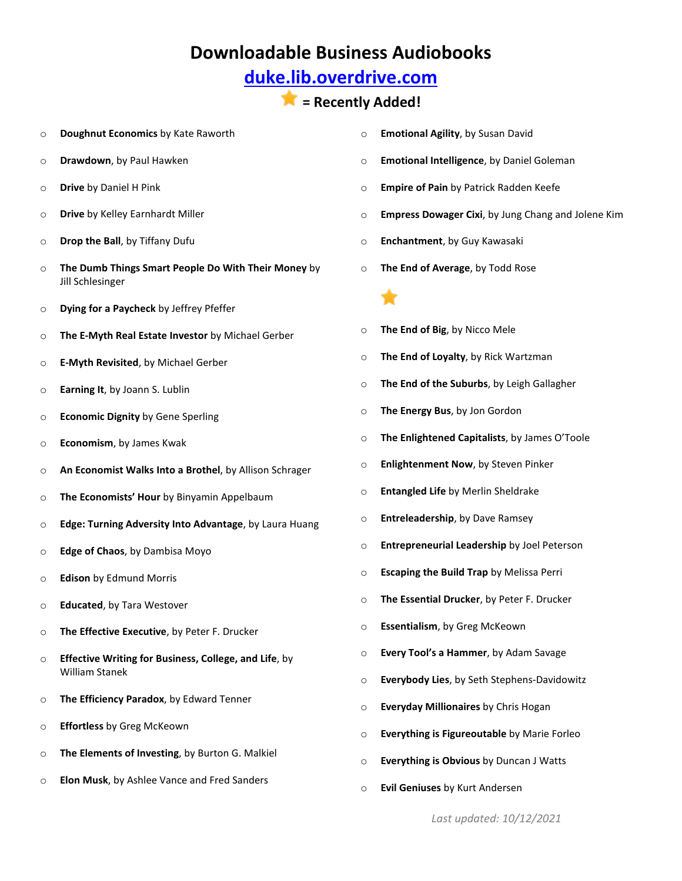# Downloadable Business Audiobooks

## duke.lib.overdrive.com

## ⭐ = Recently Added!

- **Doughnut Economics** by Kate Raworth
- **Drawdown**, by Paul Hawken
- **Drive** by Daniel H Pink
- **Drive** by Kelley Earnhardt Miller
- **Drop the Ball**, by Tiffany Dufu
- **The Dumb Things Smart People Do With Their Money** by Jill Schlesinger
- **Dying for a Paycheck** by Jeffrey Pfeffer
- **The E-Myth Real Estate Investor** by Michael Gerber
- **E-Myth Revisited**, by Michael Gerber
- **Earning It**, by Joann S. Lublin
- **Economic Dignity** by Gene Sperling
- **Economism**, by James Kwak
- **An Economist Walks Into a Brothel**, by Allison Schrager
- **The Economists' Hour** by Binyamin Appelbaum
- **Edge: Turning Adversity Into Advantage**, by Laura Huang
- **Edge of Chaos**, by Dambisa Moyo
- **Edison** by Edmund Morris
- **Educated**, by Tara Westover
- **The Effective Executive**, by Peter F. Drucker
- **Effective Writing for Business, College, and Life**, by William Stanek
- **The Efficiency Paradox**, by Edward Tenner
- **Effortless** by Greg McKeown
- **The Elements of Investing**, by Burton G. Malkiel
- **Elon Musk**, by Ashlee Vance and Fred Sanders
- **Emotional Agility**, by Susan David
- **Emotional Intelligence**, by Daniel Goleman
- **Empire of Pain** by Patrick Radden Keefe
- **Empress Dowager Cixi**, by Jung Chang and Jolene Kim
- **Enchantment**, by Guy Kawasaki
- **The End of Average**, by Todd Rose

⭐

- **The End of Big**, by Nicco Mele
- **The End of Loyalty**, by Rick Wartzman
- **The End of the Suburbs**, by Leigh Gallagher
- **The Energy Bus**, by Jon Gordon
- **The Enlightened Capitalists**, by James O'Toole
- **Enlightenment Now**, by Steven Pinker
- **Entangled Life** by Merlin Sheldrake
- **Entreleadership**, by Dave Ramsey
- **Entrepreneurial Leadership** by Joel Peterson
- **Escaping the Build Trap** by Melissa Perri
- **The Essential Drucker**, by Peter F. Drucker
- **Essentialism**, by Greg McKeown
- **Every Tool's a Hammer**, by Adam Savage
- **Everybody Lies**, by Seth Stephens-Davidowitz
- **Everyday Millionaires** by Chris Hogan
- **Everything is Figureoutable** by Marie Forleo
- **Everything is Obvious** by Duncan J Watts
- **Evil Geniuses** by Kurt Andersen

*Last updated: 10/12/2021*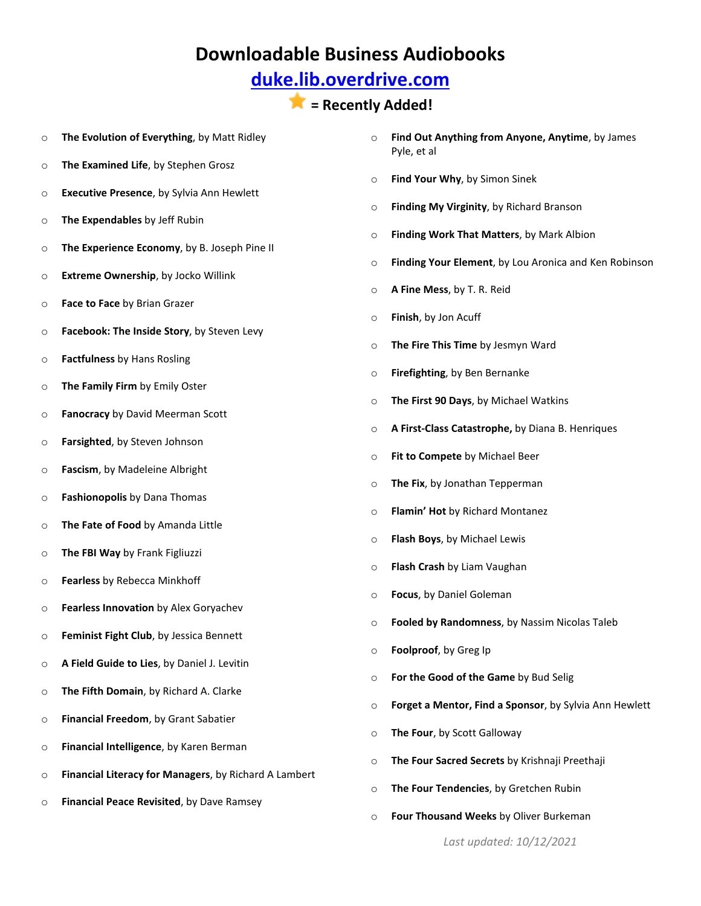# Downloadable Business Audiobooks

## [duke.lib.overdrive.com](duke.lib.overdrive.com)

### ⭐ = Recently Added!

- **The Evolution of Everything**, by Matt Ridley
- **The Examined Life**, by Stephen Grosz
- **Executive Presence**, by Sylvia Ann Hewlett
- **The Expendables** by Jeff Rubin
- **The Experience Economy**, by B. Joseph Pine II
- **Extreme Ownership**, by Jocko Willink
- **Face to Face** by Brian Grazer
- **Facebook: The Inside Story**, by Steven Levy
- **Factfulness** by Hans Rosling
- **The Family Firm** by Emily Oster
- **Fanocracy** by David Meerman Scott
- **Farsighted**, by Steven Johnson
- **Fascism**, by Madeleine Albright
- **Fashionopolis** by Dana Thomas
- **The Fate of Food** by Amanda Little
- **The FBI Way** by Frank Figliuzzi
- **Fearless** by Rebecca Minkhoff
- **Fearless Innovation** by Alex Goryachev
- **Feminist Fight Club**, by Jessica Bennett
- **A Field Guide to Lies**, by Daniel J. Levitin
- **The Fifth Domain**, by Richard A. Clarke
- **Financial Freedom**, by Grant Sabatier
- **Financial Intelligence**, by Karen Berman
- **Financial Literacy for Managers**, by Richard A Lambert
- **Financial Peace Revisited**, by Dave Ramsey
- **Find Out Anything from Anyone, Anytime**, by James Pyle, et al
- **Find Your Why**, by Simon Sinek
- **Finding My Virginity**, by Richard Branson
- **Finding Work That Matters**, by Mark Albion
- **Finding Your Element**, by Lou Aronica and Ken Robinson
- **A Fine Mess**, by T. R. Reid
- **Finish**, by Jon Acuff
- **The Fire This Time** by Jesmyn Ward
- **Firefighting**, by Ben Bernanke
- **The First 90 Days**, by Michael Watkins
- **A First-Class Catastrophe,** by Diana B. Henriques
- **Fit to Compete** by Michael Beer
- **The Fix**, by Jonathan Tepperman
- **Flamin' Hot** by Richard Montanez
- **Flash Boys**, by Michael Lewis
- **Flash Crash** by Liam Vaughan
- **Focus**, by Daniel Goleman
- **Fooled by Randomness**, by Nassim Nicolas Taleb
- **Foolproof**, by Greg Ip
- **For the Good of the Game** by Bud Selig
- **Forget a Mentor, Find a Sponsor**, by Sylvia Ann Hewlett
- **The Four**, by Scott Galloway
- **The Four Sacred Secrets** by Krishnaji Preethaji
- **The Four Tendencies**, by Gretchen Rubin
- **Four Thousand Weeks** by Oliver Burkeman

*Last updated: 10/12/2021*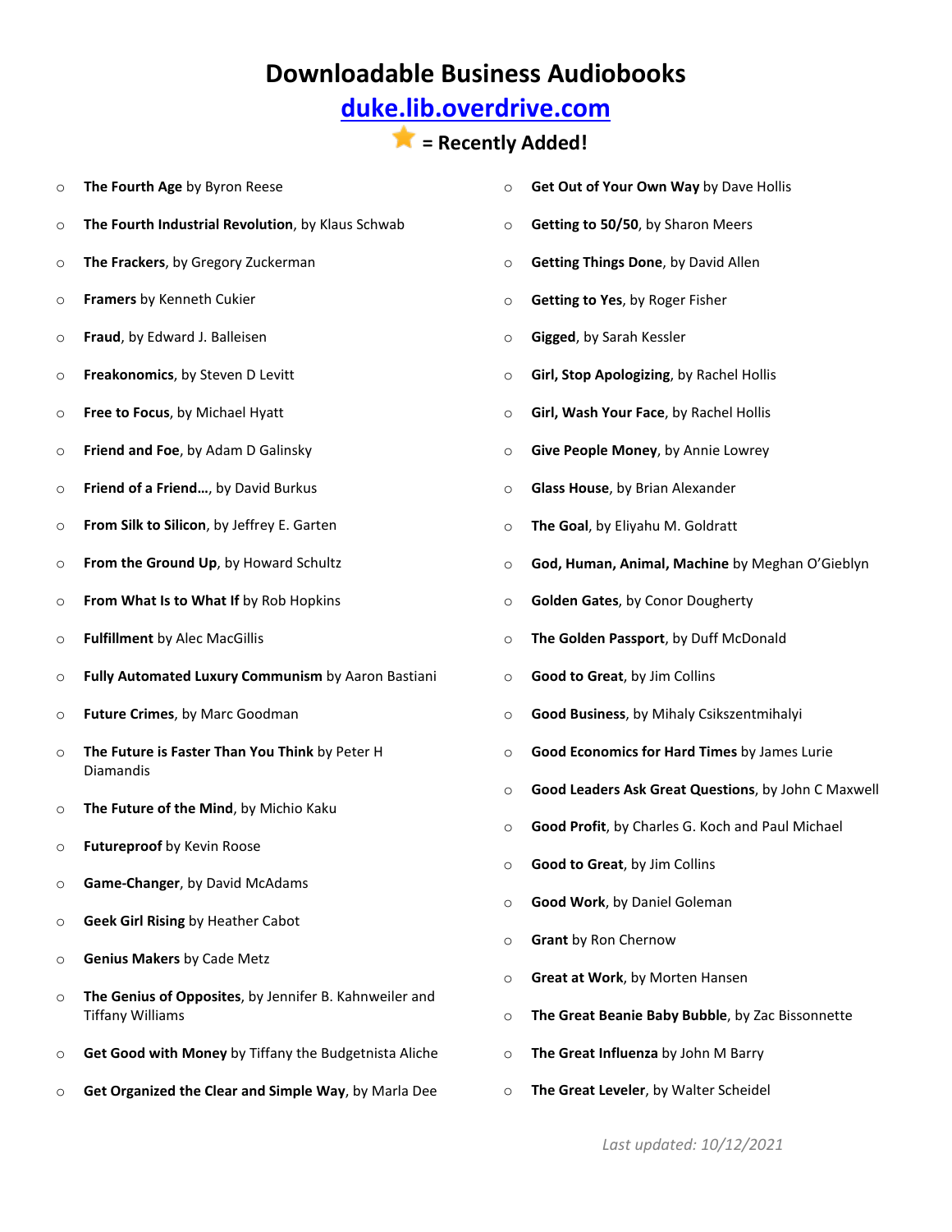# Downloadable Business Audiobooks

## [duke.lib.overdrive.com](duke.lib.overdrive.com)

### ⭐ = Recently Added!

- **The Fourth Age** by Byron Reese
- **The Fourth Industrial Revolution**, by Klaus Schwab
- **The Frackers**, by Gregory Zuckerman
- **Framers** by Kenneth Cukier
- **Fraud**, by Edward J. Balleisen
- **Freakonomics**, by Steven D Levitt
- **Free to Focus**, by Michael Hyatt
- **Friend and Foe**, by Adam D Galinsky
- **Friend of a Friend…**, by David Burkus
- **From Silk to Silicon**, by Jeffrey E. Garten
- **From the Ground Up**, by Howard Schultz
- **From What Is to What If** by Rob Hopkins
- **Fulfillment** by Alec MacGillis
- **Fully Automated Luxury Communism** by Aaron Bastiani
- **Future Crimes**, by Marc Goodman
- **The Future is Faster Than You Think** by Peter H Diamandis
- **The Future of the Mind**, by Michio Kaku
- **Futureproof** by Kevin Roose
- **Game-Changer**, by David McAdams
- **Geek Girl Rising** by Heather Cabot
- **Genius Makers** by Cade Metz
- **The Genius of Opposites**, by Jennifer B. Kahnweiler and Tiffany Williams
- **Get Good with Money** by Tiffany the Budgetnista Aliche
- **Get Organized the Clear and Simple Way**, by Marla Dee
- **Get Out of Your Own Way** by Dave Hollis
- **Getting to 50/50**, by Sharon Meers
- **Getting Things Done**, by David Allen
- **Getting to Yes**, by Roger Fisher
- **Gigged**, by Sarah Kessler
- **Girl, Stop Apologizing**, by Rachel Hollis
- **Girl, Wash Your Face**, by Rachel Hollis
- **Give People Money**, by Annie Lowrey
- **Glass House**, by Brian Alexander
- **The Goal**, by Eliyahu M. Goldratt
- **God, Human, Animal, Machine** by Meghan O'Gieblyn
- **Golden Gates**, by Conor Dougherty
- **The Golden Passport**, by Duff McDonald
- **Good to Great**, by Jim Collins
- **Good Business**, by Mihaly Csikszentmihalyi
- **Good Economics for Hard Times** by James Lurie
- **Good Leaders Ask Great Questions**, by John C Maxwell
- **Good Profit**, by Charles G. Koch and Paul Michael
- **Good to Great**, by Jim Collins
- **Good Work**, by Daniel Goleman
- **Grant** by Ron Chernow
- **Great at Work**, by Morten Hansen
- **The Great Beanie Baby Bubble**, by Zac Bissonnette
- **The Great Influenza** by John M Barry
- **The Great Leveler**, by Walter Scheidel

*Last updated: 10/12/2021*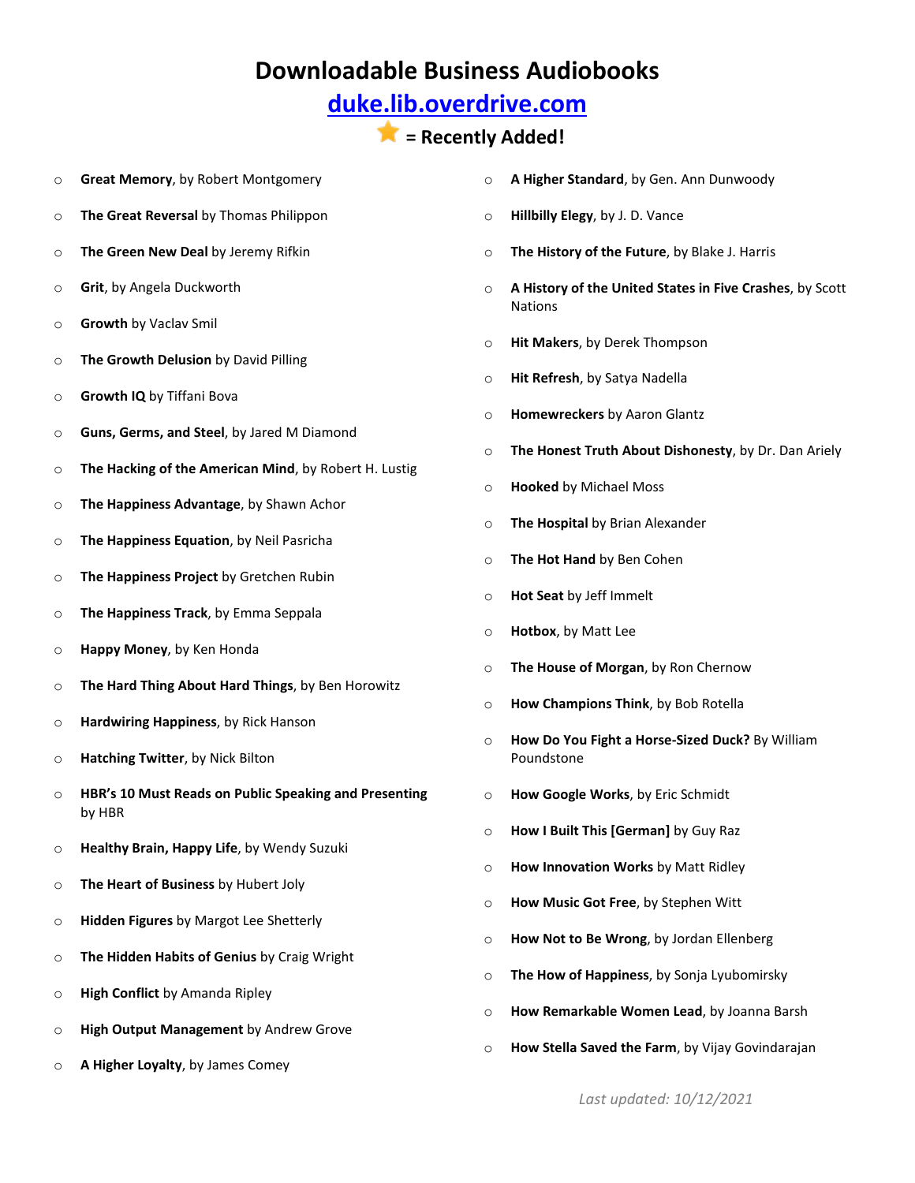# Downloadable Business Audiobooks

## [duke.lib.overdrive.com](duke.lib.overdrive.com)

## ⭐ = Recently Added!

- **Great Memory**, by Robert Montgomery
- **The Great Reversal** by Thomas Philippon
- **The Green New Deal** by Jeremy Rifkin
- **Grit**, by Angela Duckworth
- **Growth** by Vaclav Smil
- **The Growth Delusion** by David Pilling
- **Growth IQ** by Tiffani Bova
- **Guns, Germs, and Steel**, by Jared M Diamond
- **The Hacking of the American Mind**, by Robert H. Lustig
- **The Happiness Advantage**, by Shawn Achor
- **The Happiness Equation**, by Neil Pasricha
- **The Happiness Project** by Gretchen Rubin
- **The Happiness Track**, by Emma Seppala
- **Happy Money**, by Ken Honda
- **The Hard Thing About Hard Things**, by Ben Horowitz
- **Hardwiring Happiness**, by Rick Hanson
- **Hatching Twitter**, by Nick Bilton
- **HBR's 10 Must Reads on Public Speaking and Presenting** by HBR
- **Healthy Brain, Happy Life**, by Wendy Suzuki
- **The Heart of Business** by Hubert Joly
- **Hidden Figures** by Margot Lee Shetterly
- **The Hidden Habits of Genius** by Craig Wright
- **High Conflict** by Amanda Ripley
- **High Output Management** by Andrew Grove
- **A Higher Loyalty**, by James Comey
- **A Higher Standard**, by Gen. Ann Dunwoody
- **Hillbilly Elegy**, by J. D. Vance
- **The History of the Future**, by Blake J. Harris
- **A History of the United States in Five Crashes**, by Scott Nations
- **Hit Makers**, by Derek Thompson
- **Hit Refresh**, by Satya Nadella
- **Homewreckers** by Aaron Glantz
- **The Honest Truth About Dishonesty**, by Dr. Dan Ariely
- **Hooked** by Michael Moss
- **The Hospital** by Brian Alexander
- **The Hot Hand** by Ben Cohen
- **Hot Seat** by Jeff Immelt
- **Hotbox**, by Matt Lee
- **The House of Morgan**, by Ron Chernow
- **How Champions Think**, by Bob Rotella
- **How Do You Fight a Horse-Sized Duck?** By William Poundstone
- **How Google Works**, by Eric Schmidt
- **How I Built This [German]** by Guy Raz
- **How Innovation Works** by Matt Ridley
- **How Music Got Free**, by Stephen Witt
- **How Not to Be Wrong**, by Jordan Ellenberg
- **The How of Happiness**, by Sonja Lyubomirsky
- **How Remarkable Women Lead**, by Joanna Barsh
- **How Stella Saved the Farm**, by Vijay Govindarajan

*Last updated: 10/12/2021*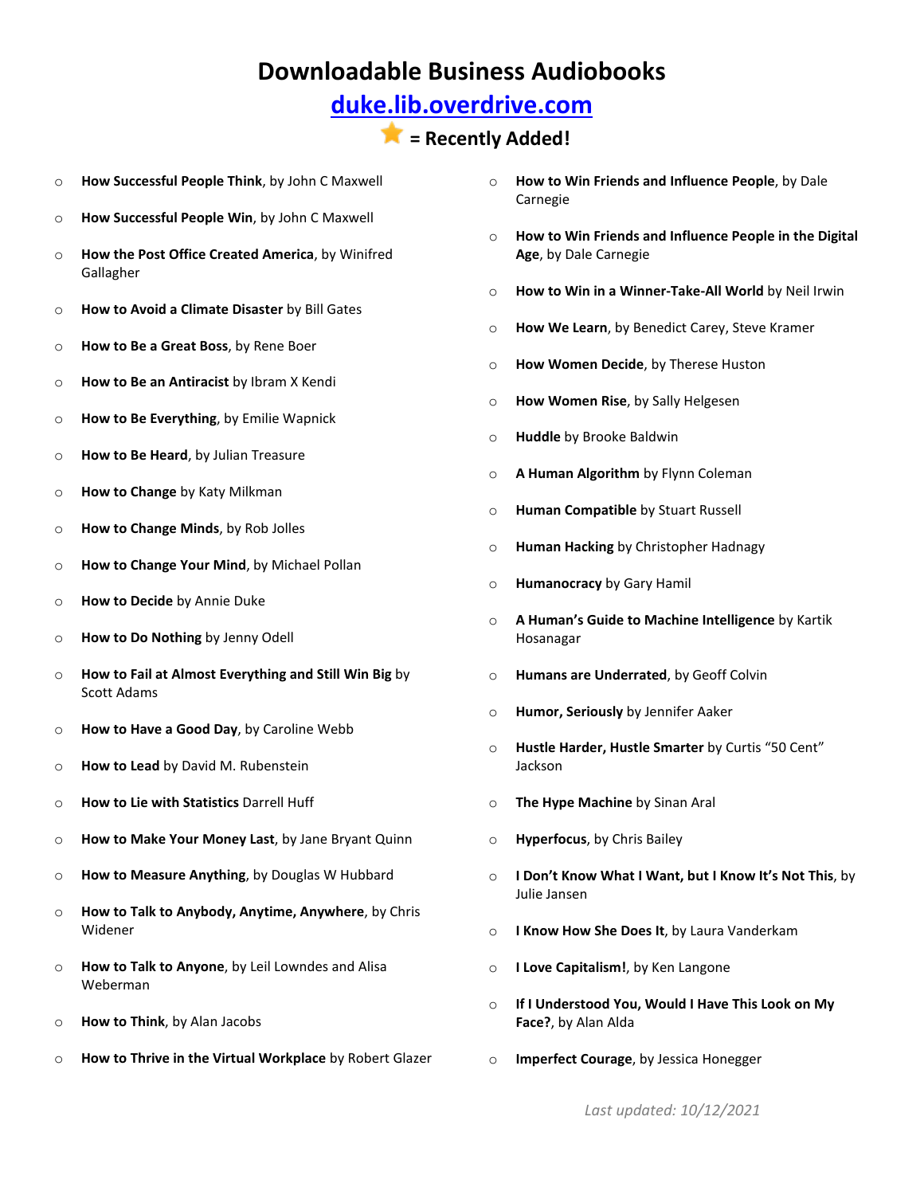# Downloadable Business Audiobooks

## [duke.lib.overdrive.com](duke.lib.overdrive.com)

### ⭐ = Recently Added!

- **How Successful People Think**, by John C Maxwell
- **How Successful People Win**, by John C Maxwell
- **How the Post Office Created America**, by Winifred Gallagher
- **How to Avoid a Climate Disaster** by Bill Gates
- **How to Be a Great Boss**, by Rene Boer
- **How to Be an Antiracist** by Ibram X Kendi
- **How to Be Everything**, by Emilie Wapnick
- **How to Be Heard**, by Julian Treasure
- **How to Change** by Katy Milkman
- **How to Change Minds**, by Rob Jolles
- **How to Change Your Mind**, by Michael Pollan
- **How to Decide** by Annie Duke
- **How to Do Nothing** by Jenny Odell
- **How to Fail at Almost Everything and Still Win Big** by Scott Adams
- **How to Have a Good Day**, by Caroline Webb
- **How to Lead** by David M. Rubenstein
- **How to Lie with Statistics** Darrell Huff
- **How to Make Your Money Last**, by Jane Bryant Quinn
- **How to Measure Anything**, by Douglas W Hubbard
- **How to Talk to Anybody, Anytime, Anywhere**, by Chris Widener
- **How to Talk to Anyone**, by Leil Lowndes and Alisa Weberman
- **How to Think**, by Alan Jacobs
- **How to Thrive in the Virtual Workplace** by Robert Glazer
- **How to Win Friends and Influence People**, by Dale Carnegie
- **How to Win Friends and Influence People in the Digital Age**, by Dale Carnegie
- **How to Win in a Winner-Take-All World** by Neil Irwin
- **How We Learn**, by Benedict Carey, Steve Kramer
- **How Women Decide**, by Therese Huston
- **How Women Rise**, by Sally Helgesen
- **Huddle** by Brooke Baldwin
- **A Human Algorithm** by Flynn Coleman
- **Human Compatible** by Stuart Russell
- **Human Hacking** by Christopher Hadnagy
- **Humanocracy** by Gary Hamil
- **A Human's Guide to Machine Intelligence** by Kartik Hosanagar
- **Humans are Underrated**, by Geoff Colvin
- **Humor, Seriously** by Jennifer Aaker
- **Hustle Harder, Hustle Smarter** by Curtis "50 Cent" Jackson
- **The Hype Machine** by Sinan Aral
- **Hyperfocus**, by Chris Bailey
- **I Don't Know What I Want, but I Know It's Not This**, by Julie Jansen
- **I Know How She Does It**, by Laura Vanderkam
- **I Love Capitalism!**, by Ken Langone
- **If I Understood You, Would I Have This Look on My Face?**, by Alan Alda
- **Imperfect Courage**, by Jessica Honegger

*Last updated: 10/12/2021*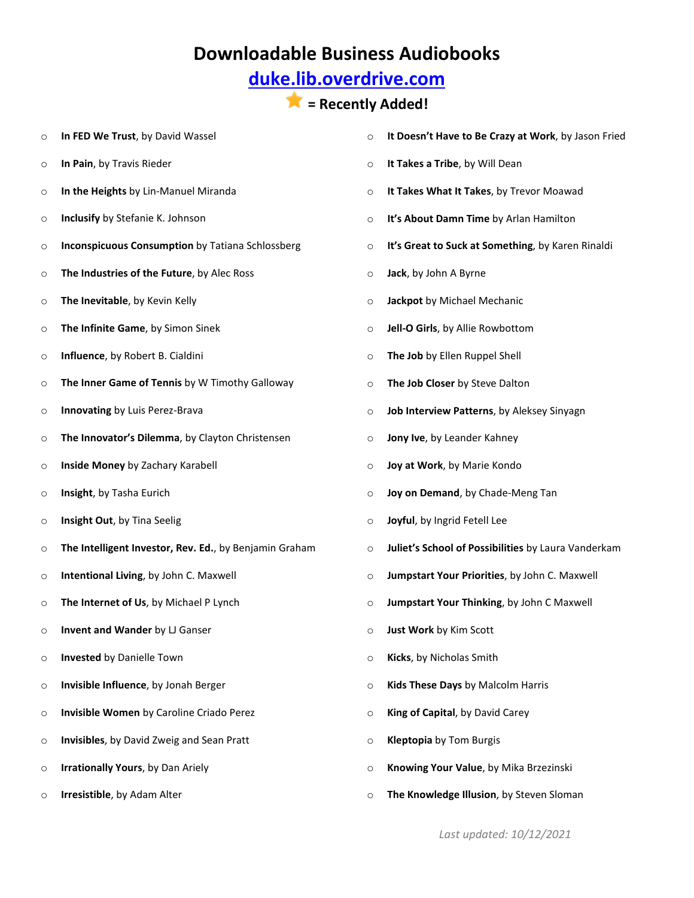# Downloadable Business Audiobooks

## [duke.lib.overdrive.com](duke.lib.overdrive.com)

### ⭐ = Recently Added!

- **In FED We Trust**, by David Wassel
- **In Pain**, by Travis Rieder
- **In the Heights** by Lin-Manuel Miranda
- **Inclusify** by Stefanie K. Johnson
- **Inconspicuous Consumption** by Tatiana Schlossberg
- **The Industries of the Future**, by Alec Ross
- **The Inevitable**, by Kevin Kelly
- **The Infinite Game**, by Simon Sinek
- **Influence**, by Robert B. Cialdini
- **The Inner Game of Tennis** by W Timothy Galloway
- **Innovating** by Luis Perez-Brava
- **The Innovator's Dilemma**, by Clayton Christensen
- **Inside Money** by Zachary Karabell
- **Insight**, by Tasha Eurich
- **Insight Out**, by Tina Seelig
- **The Intelligent Investor, Rev. Ed.**, by Benjamin Graham
- **Intentional Living**, by John C. Maxwell
- **The Internet of Us**, by Michael P Lynch
- **Invent and Wander** by LJ Ganser
- **Invested** by Danielle Town
- **Invisible Influence**, by Jonah Berger
- **Invisible Women** by Caroline Criado Perez
- **Invisibles**, by David Zweig and Sean Pratt
- **Irrationally Yours**, by Dan Ariely
- **Irresistible**, by Adam Alter
- **It Doesn't Have to Be Crazy at Work**, by Jason Fried
- **It Takes a Tribe**, by Will Dean
- **It Takes What It Takes**, by Trevor Moawad
- **It's About Damn Time** by Arlan Hamilton
- **It's Great to Suck at Something**, by Karen Rinaldi
- **Jack**, by John A Byrne
- **Jackpot** by Michael Mechanic
- **Jell-O Girls**, by Allie Rowbottom
- **The Job** by Ellen Ruppel Shell
- **The Job Closer** by Steve Dalton
- **Job Interview Patterns**, by Aleksey Sinyagn
- **Jony Ive**, by Leander Kahney
- **Joy at Work**, by Marie Kondo
- **Joy on Demand**, by Chade-Meng Tan
- **Joyful**, by Ingrid Fetell Lee
- **Juliet's School of Possibilities** by Laura Vanderkam
- **Jumpstart Your Priorities**, by John C. Maxwell
- **Jumpstart Your Thinking**, by John C Maxwell
- **Just Work** by Kim Scott
- **Kicks**, by Nicholas Smith
- **Kids These Days** by Malcolm Harris
- **King of Capital**, by David Carey
- **Kleptopia** by Tom Burgis
- **Knowing Your Value**, by Mika Brzezinski
- **The Knowledge Illusion**, by Steven Sloman

*Last updated: 10/12/2021*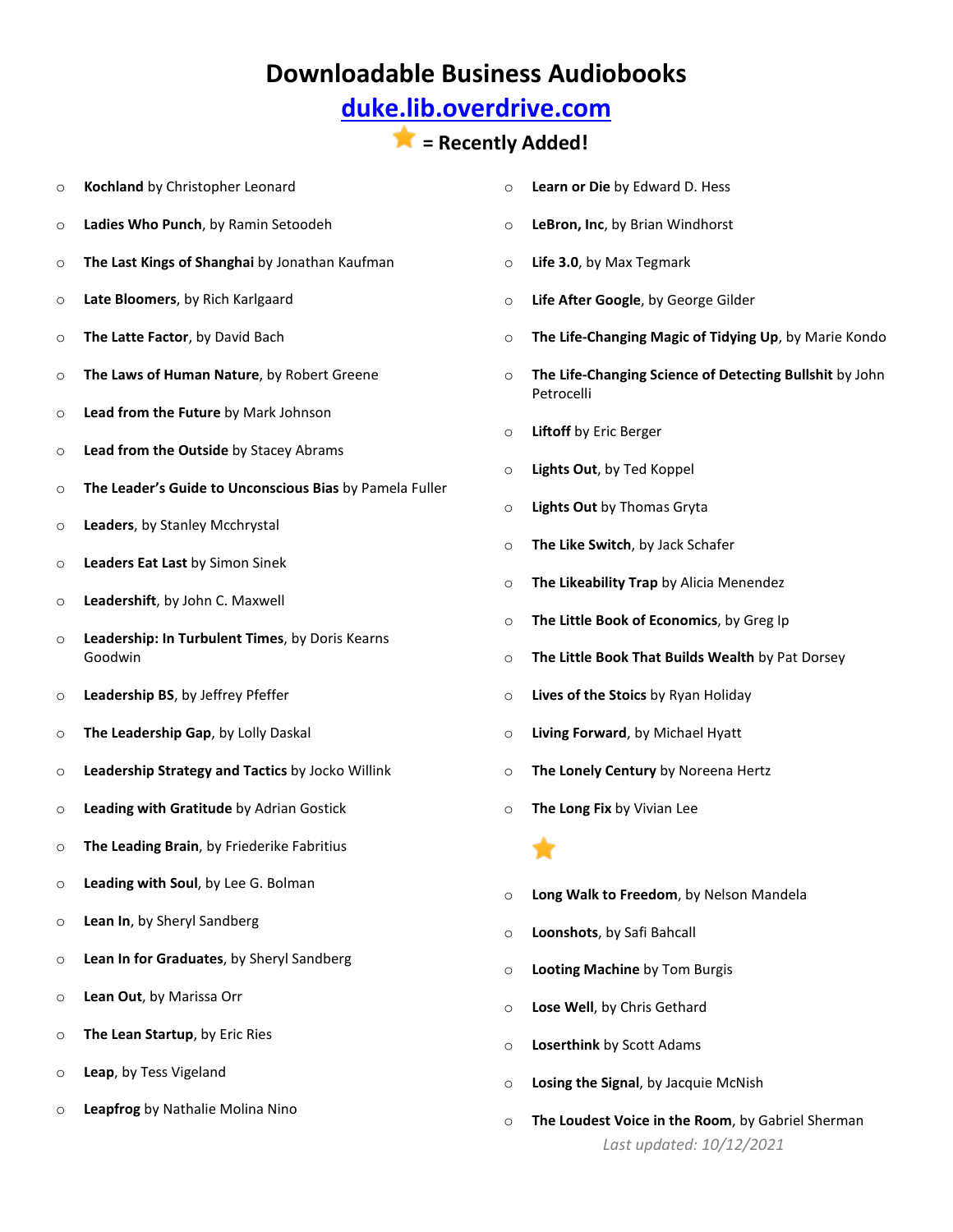# Downloadable Business Audiobooks

## [duke.lib.overdrive.com](duke.lib.overdrive.com)

### ⭐ = Recently Added!

- **Kochland** by Christopher Leonard
- **Ladies Who Punch**, by Ramin Setoodeh
- **The Last Kings of Shanghai** by Jonathan Kaufman
- **Late Bloomers**, by Rich Karlgaard
- **The Latte Factor**, by David Bach
- **The Laws of Human Nature**, by Robert Greene
- **Lead from the Future** by Mark Johnson
- **Lead from the Outside** by Stacey Abrams
- **The Leader's Guide to Unconscious Bias** by Pamela Fuller
- **Leaders**, by Stanley Mcchrystal
- **Leaders Eat Last** by Simon Sinek
- **Leadershift**, by John C. Maxwell
- **Leadership: In Turbulent Times**, by Doris Kearns Goodwin
- **Leadership BS**, by Jeffrey Pfeffer
- **The Leadership Gap**, by Lolly Daskal
- **Leadership Strategy and Tactics** by Jocko Willink
- **Leading with Gratitude** by Adrian Gostick
- **The Leading Brain**, by Friederike Fabritius
- **Leading with Soul**, by Lee G. Bolman
- **Lean In**, by Sheryl Sandberg
- **Lean In for Graduates**, by Sheryl Sandberg
- **Lean Out**, by Marissa Orr
- **The Lean Startup**, by Eric Ries
- **Leap**, by Tess Vigeland
- **Leapfrog** by Nathalie Molina Nino
- **Learn or Die** by Edward D. Hess
- **LeBron, Inc**, by Brian Windhorst
- **Life 3.0**, by Max Tegmark
- **Life After Google**, by George Gilder
- **The Life-Changing Magic of Tidying Up**, by Marie Kondo
- **The Life-Changing Science of Detecting Bullshit** by John Petrocelli
- **Liftoff** by Eric Berger
- **Lights Out**, by Ted Koppel
- **Lights Out** by Thomas Gryta
- **The Like Switch**, by Jack Schafer
- **The Likeability Trap** by Alicia Menendez
- **The Little Book of Economics**, by Greg Ip
- **The Little Book That Builds Wealth** by Pat Dorsey
- **Lives of the Stoics** by Ryan Holiday
- **Living Forward**, by Michael Hyatt
- **The Lonely Century** by Noreena Hertz
- **The Long Fix** by Vivian Lee ⭐
- **Long Walk to Freedom**, by Nelson Mandela
- **Loonshots**, by Safi Bahcall
- **Looting Machine** by Tom Burgis
- **Lose Well**, by Chris Gethard
- **Loserthink** by Scott Adams
- **Losing the Signal**, by Jacquie McNish
- **The Loudest Voice in the Room**, by Gabriel Sherman

*Last updated: 10/12/2021*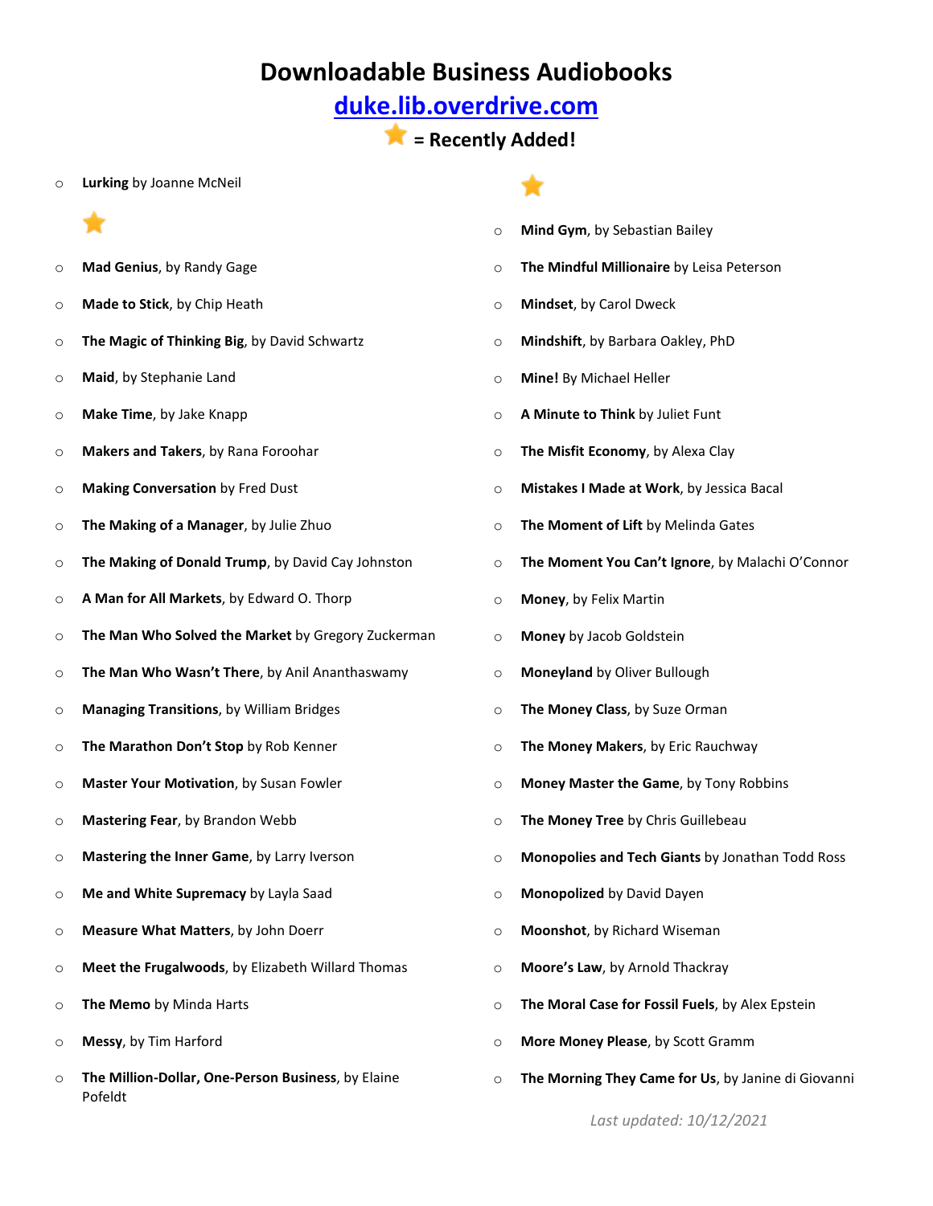# Downloadable Business Audiobooks

## duke.lib.overdrive.com

⭐ = Recently Added!

- **Lurking** by Joanne McNeil

⭐

- **Mad Genius**, by Randy Gage
- **Made to Stick**, by Chip Heath
- **The Magic of Thinking Big**, by David Schwartz
- **Maid**, by Stephanie Land
- **Make Time**, by Jake Knapp
- **Makers and Takers**, by Rana Foroohar
- **Making Conversation** by Fred Dust
- **The Making of a Manager**, by Julie Zhuo
- **The Making of Donald Trump**, by David Cay Johnston
- **A Man for All Markets**, by Edward O. Thorp
- **The Man Who Solved the Market** by Gregory Zuckerman
- **The Man Who Wasn't There**, by Anil Ananthaswamy
- **Managing Transitions**, by William Bridges
- **The Marathon Don't Stop** by Rob Kenner
- **Master Your Motivation**, by Susan Fowler
- **Mastering Fear**, by Brandon Webb
- **Mastering the Inner Game**, by Larry Iverson
- **Me and White Supremacy** by Layla Saad
- **Measure What Matters**, by John Doerr
- **Meet the Frugalwoods**, by Elizabeth Willard Thomas
- **The Memo** by Minda Harts
- **Messy**, by Tim Harford
- **The Million-Dollar, One-Person Business**, by Elaine Pofeldt

⭐

- **Mind Gym**, by Sebastian Bailey
- **The Mindful Millionaire** by Leisa Peterson
- **Mindset**, by Carol Dweck
- **Mindshift**, by Barbara Oakley, PhD
- **Mine!** By Michael Heller
- **A Minute to Think** by Juliet Funt
- **The Misfit Economy**, by Alexa Clay
- **Mistakes I Made at Work**, by Jessica Bacal
- **The Moment of Lift** by Melinda Gates
- **The Moment You Can't Ignore**, by Malachi O'Connor
- **Money**, by Felix Martin
- **Money** by Jacob Goldstein
- **Moneyland** by Oliver Bullough
- **The Money Class**, by Suze Orman
- **The Money Makers**, by Eric Rauchway
- **Money Master the Game**, by Tony Robbins
- **The Money Tree** by Chris Guillebeau
- **Monopolies and Tech Giants** by Jonathan Todd Ross
- **Monopolized** by David Dayen
- **Moonshot**, by Richard Wiseman
- **Moore's Law**, by Arnold Thackray
- **The Moral Case for Fossil Fuels**, by Alex Epstein
- **More Money Please**, by Scott Gramm
- **The Morning They Came for Us**, by Janine di Giovanni

*Last updated: 10/12/2021*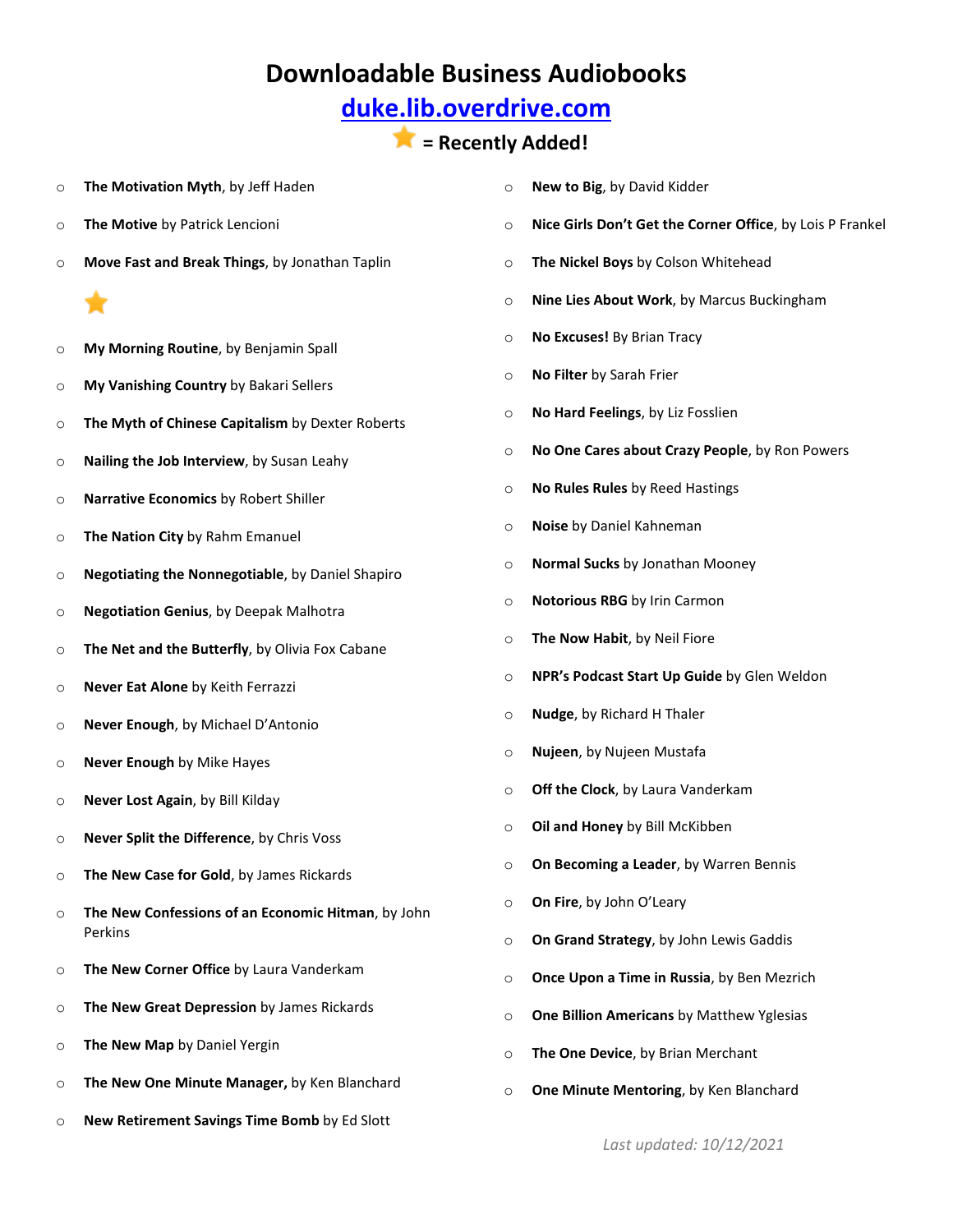# Downloadable Business Audiobooks

## [duke.lib.overdrive.com](http://duke.lib.overdrive.com)

### ⭐ = Recently Added!

- **The Motivation Myth**, by Jeff Haden
- **The Motive** by Patrick Lencioni
- **Move Fast and Break Things**, by Jonathan Taplin

⭐

- **My Morning Routine**, by Benjamin Spall
- **My Vanishing Country** by Bakari Sellers
- **The Myth of Chinese Capitalism** by Dexter Roberts
- **Nailing the Job Interview**, by Susan Leahy
- **Narrative Economics** by Robert Shiller
- **The Nation City** by Rahm Emanuel
- **Negotiating the Nonnegotiable**, by Daniel Shapiro
- **Negotiation Genius**, by Deepak Malhotra
- **The Net and the Butterfly**, by Olivia Fox Cabane
- **Never Eat Alone** by Keith Ferrazzi
- **Never Enough**, by Michael D'Antonio
- **Never Enough** by Mike Hayes
- **Never Lost Again**, by Bill Kilday
- **Never Split the Difference**, by Chris Voss
- **The New Case for Gold**, by James Rickards
- **The New Confessions of an Economic Hitman**, by John Perkins
- **The New Corner Office** by Laura Vanderkam
- **The New Great Depression** by James Rickards
- **The New Map** by Daniel Yergin
- **The New One Minute Manager,** by Ken Blanchard
- **New Retirement Savings Time Bomb** by Ed Slott
- **New to Big**, by David Kidder
- **Nice Girls Don't Get the Corner Office**, by Lois P Frankel
- **The Nickel Boys** by Colson Whitehead
- **Nine Lies About Work**, by Marcus Buckingham
- **No Excuses!** By Brian Tracy
- **No Filter** by Sarah Frier
- **No Hard Feelings**, by Liz Fosslien
- **No One Cares about Crazy People**, by Ron Powers
- **No Rules Rules** by Reed Hastings
- **Noise** by Daniel Kahneman
- **Normal Sucks** by Jonathan Mooney
- **Notorious RBG** by Irin Carmon
- **The Now Habit**, by Neil Fiore
- **NPR's Podcast Start Up Guide** by Glen Weldon
- **Nudge**, by Richard H Thaler
- **Nujeen**, by Nujeen Mustafa
- **Off the Clock**, by Laura Vanderkam
- **Oil and Honey** by Bill McKibben
- **On Becoming a Leader**, by Warren Bennis
- **On Fire**, by John O'Leary
- **On Grand Strategy**, by John Lewis Gaddis
- **Once Upon a Time in Russia**, by Ben Mezrich
- **One Billion Americans** by Matthew Yglesias
- **The One Device**, by Brian Merchant
- **One Minute Mentoring**, by Ken Blanchard

*Last updated: 10/12/2021*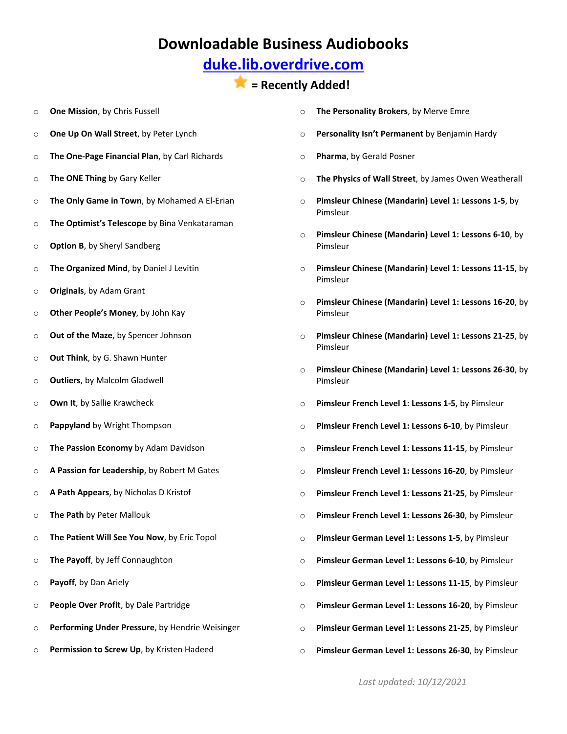# Downloadable Business Audiobooks

## [duke.lib.overdrive.com](duke.lib.overdrive.com)

### ⭐ = Recently Added!

- **One Mission**, by Chris Fussell
- **One Up On Wall Street**, by Peter Lynch
- **The One-Page Financial Plan**, by Carl Richards
- **The ONE Thing** by Gary Keller
- **The Only Game in Town**, by Mohamed A El-Erian
- **The Optimist's Telescope** by Bina Venkataraman
- **Option B**, by Sheryl Sandberg
- **The Organized Mind**, by Daniel J Levitin
- **Originals**, by Adam Grant
- **Other People's Money**, by John Kay
- **Out of the Maze**, by Spencer Johnson
- **Out Think**, by G. Shawn Hunter
- **Outliers**, by Malcolm Gladwell
- **Own It**, by Sallie Krawcheck
- **Pappyland** by Wright Thompson
- **The Passion Economy** by Adam Davidson
- **A Passion for Leadership**, by Robert M Gates
- **A Path Appears**, by Nicholas D Kristof
- **The Path** by Peter Mallouk
- **The Patient Will See You Now**, by Eric Topol
- **The Payoff**, by Jeff Connaughton
- **Payoff**, by Dan Ariely
- **People Over Profit**, by Dale Partridge
- **Performing Under Pressure**, by Hendrie Weisinger
- **Permission to Screw Up**, by Kristen Hadeed
- **The Personality Brokers**, by Merve Emre
- **Personality Isn't Permanent** by Benjamin Hardy
- **Pharma**, by Gerald Posner
- **The Physics of Wall Street**, by James Owen Weatherall
- **Pimsleur Chinese (Mandarin) Level 1: Lessons 1-5**, by Pimsleur
- **Pimsleur Chinese (Mandarin) Level 1: Lessons 6-10**, by Pimsleur
- **Pimsleur Chinese (Mandarin) Level 1: Lessons 11-15**, by Pimsleur
- **Pimsleur Chinese (Mandarin) Level 1: Lessons 16-20**, by Pimsleur
- **Pimsleur Chinese (Mandarin) Level 1: Lessons 21-25**, by Pimsleur
- **Pimsleur Chinese (Mandarin) Level 1: Lessons 26-30**, by Pimsleur
- **Pimsleur French Level 1: Lessons 1-5**, by Pimsleur
- **Pimsleur French Level 1: Lessons 6-10**, by Pimsleur
- **Pimsleur French Level 1: Lessons 11-15**, by Pimsleur
- **Pimsleur French Level 1: Lessons 16-20**, by Pimsleur
- **Pimsleur French Level 1: Lessons 21-25**, by Pimsleur
- **Pimsleur French Level 1: Lessons 26-30**, by Pimsleur
- **Pimsleur German Level 1: Lessons 1-5**, by Pimsleur
- **Pimsleur German Level 1: Lessons 6-10**, by Pimsleur
- **Pimsleur German Level 1: Lessons 11-15**, by Pimsleur
- **Pimsleur German Level 1: Lessons 16-20**, by Pimsleur
- **Pimsleur German Level 1: Lessons 21-25**, by Pimsleur
- **Pimsleur German Level 1: Lessons 26-30**, by Pimsleur

*Last updated: 10/12/2021*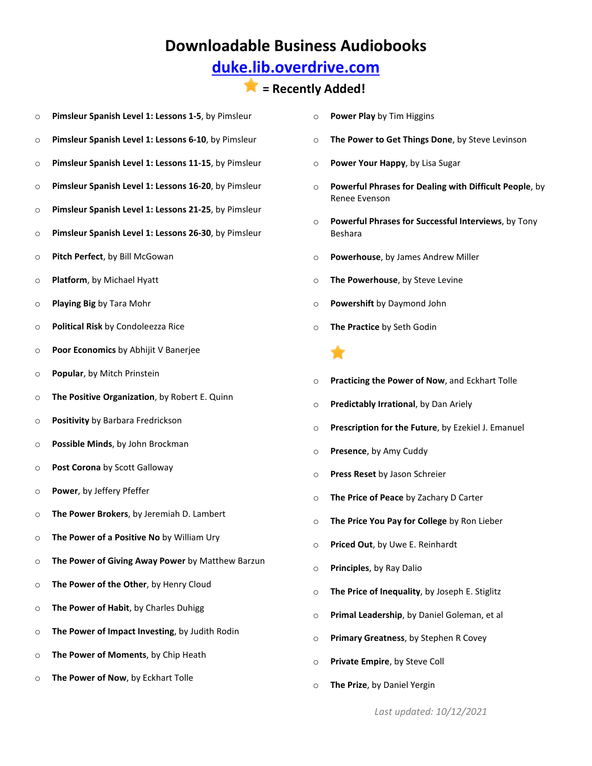# Downloadable Business Audiobooks

## [duke.lib.overdrive.com](duke.lib.overdrive.com)

## ⭐ = Recently Added!

- **Pimsleur Spanish Level 1: Lessons 1-5**, by Pimsleur
- **Pimsleur Spanish Level 1: Lessons 6-10**, by Pimsleur
- **Pimsleur Spanish Level 1: Lessons 11-15**, by Pimsleur
- **Pimsleur Spanish Level 1: Lessons 16-20**, by Pimsleur
- **Pimsleur Spanish Level 1: Lessons 21-25**, by Pimsleur
- **Pimsleur Spanish Level 1: Lessons 26-30**, by Pimsleur
- **Pitch Perfect**, by Bill McGowan
- **Platform**, by Michael Hyatt
- **Playing Big** by Tara Mohr
- **Political Risk** by Condoleezza Rice
- **Poor Economics** by Abhijit V Banerjee
- **Popular**, by Mitch Prinstein
- **The Positive Organization**, by Robert E. Quinn
- **Positivity** by Barbara Fredrickson
- **Possible Minds**, by John Brockman
- **Post Corona** by Scott Galloway
- **Power**, by Jeffery Pfeffer
- **The Power Brokers**, by Jeremiah D. Lambert
- **The Power of a Positive No** by William Ury
- **The Power of Giving Away Power** by Matthew Barzun
- **The Power of the Other**, by Henry Cloud
- **The Power of Habit**, by Charles Duhigg
- **The Power of Impact Investing**, by Judith Rodin
- **The Power of Moments**, by Chip Heath
- **The Power of Now**, by Eckhart Tolle
- **Power Play** by Tim Higgins
- **The Power to Get Things Done**, by Steve Levinson
- **Power Your Happy**, by Lisa Sugar
- **Powerful Phrases for Dealing with Difficult People**, by Renee Evenson
- **Powerful Phrases for Successful Interviews**, by Tony Beshara
- **Powerhouse**, by James Andrew Miller
- **The Powerhouse**, by Steve Levine
- **Powershift** by Daymond John
- **The Practice** by Seth Godin ⭐
- **Practicing the Power of Now**, and Eckhart Tolle
- **Predictably Irrational**, by Dan Ariely
- **Prescription for the Future**, by Ezekiel J. Emanuel
- **Presence**, by Amy Cuddy
- **Press Reset** by Jason Schreier
- **The Price of Peace** by Zachary D Carter
- **The Price You Pay for College** by Ron Lieber
- **Priced Out**, by Uwe E. Reinhardt
- **Principles**, by Ray Dalio
- **The Price of Inequality**, by Joseph E. Stiglitz
- **Primal Leadership**, by Daniel Goleman, et al
- **Primary Greatness**, by Stephen R Covey
- **Private Empire**, by Steve Coll
- **The Prize**, by Daniel Yergin

*Last updated: 10/12/2021*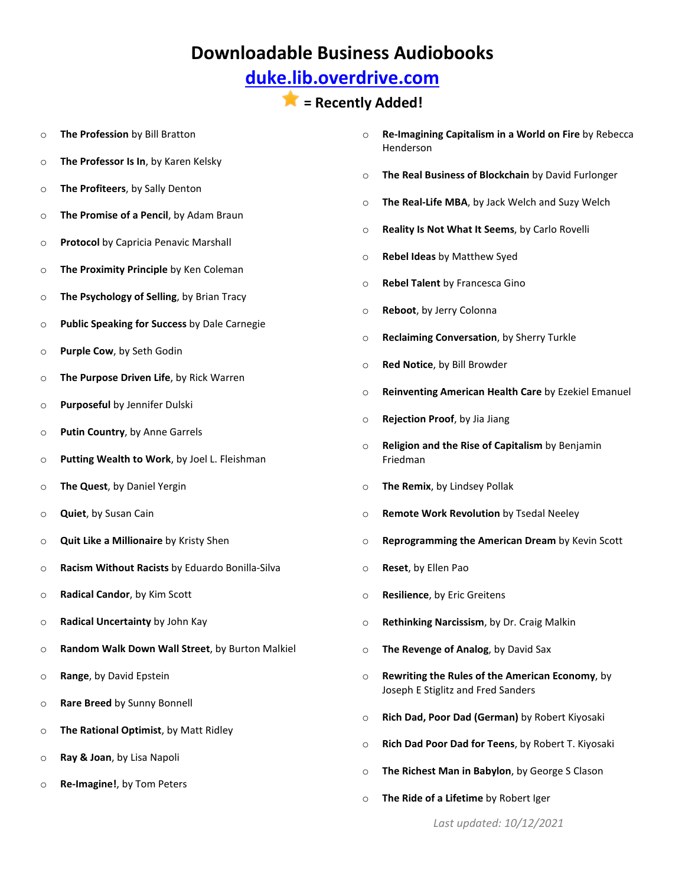# Downloadable Business Audiobooks

## [duke.lib.overdrive.com](duke.lib.overdrive.com)

### ⭐ = Recently Added!

- **The Profession** by Bill Bratton
- **The Professor Is In**, by Karen Kelsky
- **The Profiteers**, by Sally Denton
- **The Promise of a Pencil**, by Adam Braun
- **Protocol** by Capricia Penavic Marshall
- **The Proximity Principle** by Ken Coleman
- **The Psychology of Selling**, by Brian Tracy
- **Public Speaking for Success** by Dale Carnegie
- **Purple Cow**, by Seth Godin
- **The Purpose Driven Life**, by Rick Warren
- **Purposeful** by Jennifer Dulski
- **Putin Country**, by Anne Garrels
- **Putting Wealth to Work**, by Joel L. Fleishman
- **The Quest**, by Daniel Yergin
- **Quiet**, by Susan Cain
- **Quit Like a Millionaire** by Kristy Shen
- **Racism Without Racists** by Eduardo Bonilla-Silva
- **Radical Candor**, by Kim Scott
- **Radical Uncertainty** by John Kay
- **Random Walk Down Wall Street**, by Burton Malkiel
- **Range**, by David Epstein
- **Rare Breed** by Sunny Bonnell
- **The Rational Optimist**, by Matt Ridley
- **Ray & Joan**, by Lisa Napoli
- **Re-Imagine!**, by Tom Peters
- **Re-Imagining Capitalism in a World on Fire** by Rebecca Henderson
- **The Real Business of Blockchain** by David Furlonger
- **The Real-Life MBA**, by Jack Welch and Suzy Welch
- **Reality Is Not What It Seems**, by Carlo Rovelli
- **Rebel Ideas** by Matthew Syed
- **Rebel Talent** by Francesca Gino
- **Reboot**, by Jerry Colonna
- **Reclaiming Conversation**, by Sherry Turkle
- **Red Notice**, by Bill Browder
- **Reinventing American Health Care** by Ezekiel Emanuel
- **Rejection Proof**, by Jia Jiang
- **Religion and the Rise of Capitalism** by Benjamin Friedman
- **The Remix**, by Lindsey Pollak
- **Remote Work Revolution** by Tsedal Neeley
- **Reprogramming the American Dream** by Kevin Scott
- **Reset**, by Ellen Pao
- **Resilience**, by Eric Greitens
- **Rethinking Narcissism**, by Dr. Craig Malkin
- **The Revenge of Analog**, by David Sax
- **Rewriting the Rules of the American Economy**, by Joseph E Stiglitz and Fred Sanders
- **Rich Dad, Poor Dad (German)** by Robert Kiyosaki
- **Rich Dad Poor Dad for Teens**, by Robert T. Kiyosaki
- **The Richest Man in Babylon**, by George S Clason
- **The Ride of a Lifetime** by Robert Iger

*Last updated: 10/12/2021*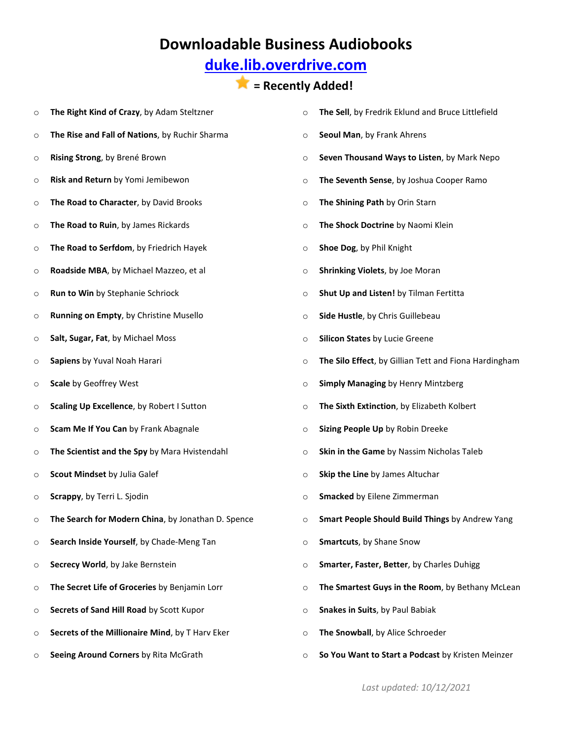# Downloadable Business Audiobooks

## [duke.lib.overdrive.com](duke.lib.overdrive.com)

### ⭐ = Recently Added!

- **The Right Kind of Crazy**, by Adam Steltzner
- **The Rise and Fall of Nations**, by Ruchir Sharma
- **Rising Strong**, by Brené Brown
- **Risk and Return** by Yomi Jemibewon
- **The Road to Character**, by David Brooks
- **The Road to Ruin**, by James Rickards
- **The Road to Serfdom**, by Friedrich Hayek
- **Roadside MBA**, by Michael Mazzeo, et al
- **Run to Win** by Stephanie Schriock
- **Running on Empty**, by Christine Musello
- **Salt, Sugar, Fat**, by Michael Moss
- **Sapiens** by Yuval Noah Harari
- **Scale** by Geoffrey West
- **Scaling Up Excellence**, by Robert I Sutton
- **Scam Me If You Can** by Frank Abagnale
- **The Scientist and the Spy** by Mara Hvistendahl
- **Scout Mindset** by Julia Galef
- **Scrappy**, by Terri L. Sjodin
- **The Search for Modern China**, by Jonathan D. Spence
- **Search Inside Yourself**, by Chade-Meng Tan
- **Secrecy World**, by Jake Bernstein
- **The Secret Life of Groceries** by Benjamin Lorr
- **Secrets of Sand Hill Road** by Scott Kupor
- **Secrets of the Millionaire Mind**, by T Harv Eker
- **Seeing Around Corners** by Rita McGrath
- **The Sell**, by Fredrik Eklund and Bruce Littlefield
- **Seoul Man**, by Frank Ahrens
- **Seven Thousand Ways to Listen**, by Mark Nepo
- **The Seventh Sense**, by Joshua Cooper Ramo
- **The Shining Path** by Orin Starn
- **The Shock Doctrine** by Naomi Klein
- **Shoe Dog**, by Phil Knight
- **Shrinking Violets**, by Joe Moran
- **Shut Up and Listen!** by Tilman Fertitta
- **Side Hustle**, by Chris Guillebeau
- **Silicon States** by Lucie Greene
- **The Silo Effect**, by Gillian Tett and Fiona Hardingham
- **Simply Managing** by Henry Mintzberg
- **The Sixth Extinction**, by Elizabeth Kolbert
- **Sizing People Up** by Robin Dreeke
- **Skin in the Game** by Nassim Nicholas Taleb
- **Skip the Line** by James Altuchar
- **Smacked** by Eilene Zimmerman
- **Smart People Should Build Things** by Andrew Yang
- **Smartcuts**, by Shane Snow
- **Smarter, Faster, Better**, by Charles Duhigg
- **The Smartest Guys in the Room**, by Bethany McLean
- **Snakes in Suits**, by Paul Babiak
- **The Snowball**, by Alice Schroeder
- **So You Want to Start a Podcast** by Kristen Meinzer

*Last updated: 10/12/2021*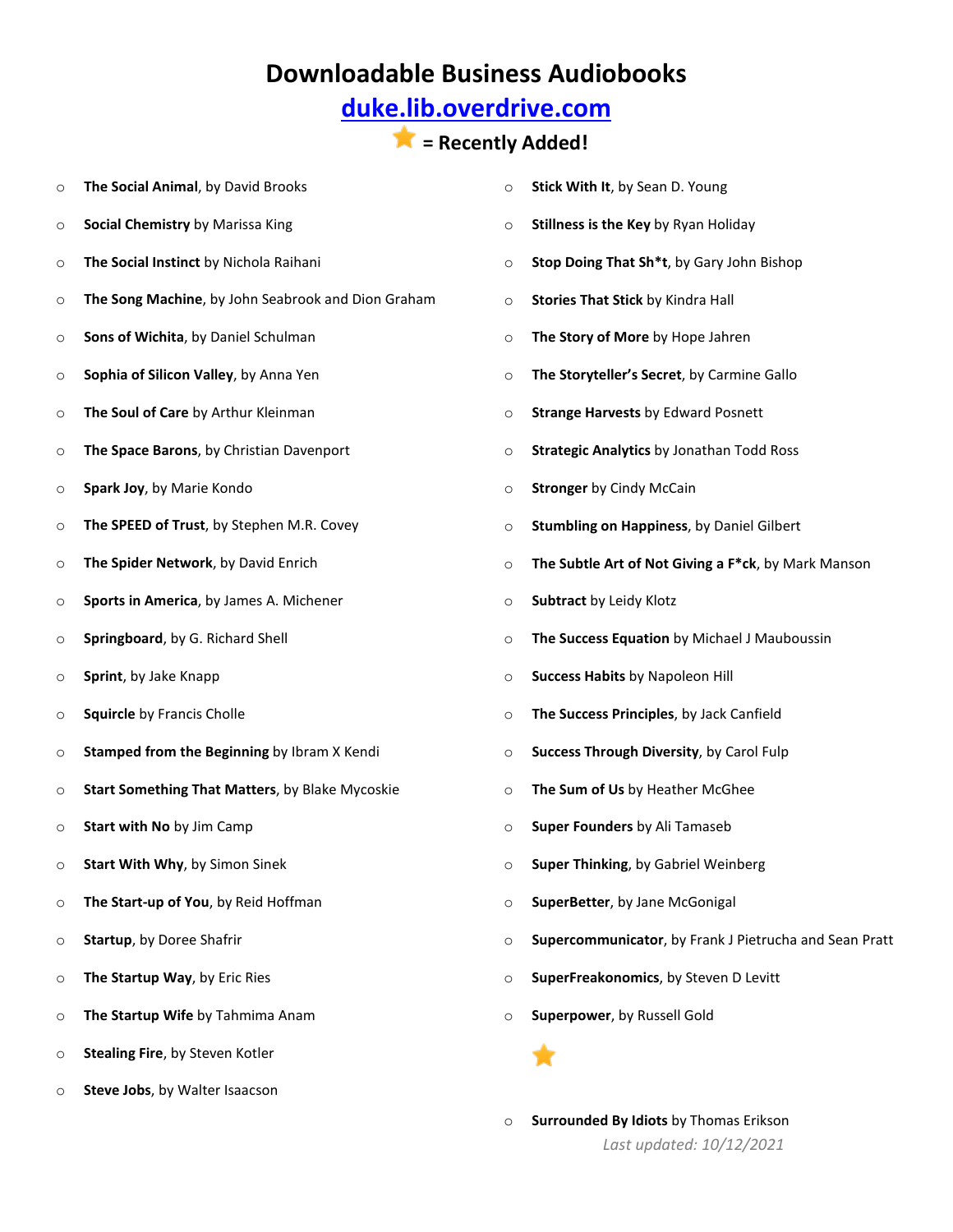# Downloadable Business Audiobooks

## duke.lib.overdrive.com

## ⭐ = Recently Added!

- **The Social Animal**, by David Brooks
- **Social Chemistry** by Marissa King
- **The Social Instinct** by Nichola Raihani
- **The Song Machine**, by John Seabrook and Dion Graham
- **Sons of Wichita**, by Daniel Schulman
- **Sophia of Silicon Valley**, by Anna Yen
- **The Soul of Care** by Arthur Kleinman
- **The Space Barons**, by Christian Davenport
- **Spark Joy**, by Marie Kondo
- **The SPEED of Trust**, by Stephen M.R. Covey
- **The Spider Network**, by David Enrich
- **Sports in America**, by James A. Michener
- **Springboard**, by G. Richard Shell
- **Sprint**, by Jake Knapp
- **Squircle** by Francis Cholle
- **Stamped from the Beginning** by Ibram X Kendi
- **Start Something That Matters**, by Blake Mycoskie
- **Start with No** by Jim Camp
- **Start With Why**, by Simon Sinek
- **The Start-up of You**, by Reid Hoffman
- **Startup**, by Doree Shafrir
- **The Startup Way**, by Eric Ries
- **The Startup Wife** by Tahmima Anam
- **Stealing Fire**, by Steven Kotler
- **Steve Jobs**, by Walter Isaacson
- **Stick With It**, by Sean D. Young
- **Stillness is the Key** by Ryan Holiday
- **Stop Doing That Sh*t**, by Gary John Bishop
- **Stories That Stick** by Kindra Hall
- **The Story of More** by Hope Jahren
- **The Storyteller's Secret**, by Carmine Gallo
- **Strange Harvests** by Edward Posnett
- **Strategic Analytics** by Jonathan Todd Ross
- **Stronger** by Cindy McCain
- **Stumbling on Happiness**, by Daniel Gilbert
- **The Subtle Art of Not Giving a F*ck**, by Mark Manson
- **Subtract** by Leidy Klotz
- **The Success Equation** by Michael J Mauboussin
- **Success Habits** by Napoleon Hill
- **The Success Principles**, by Jack Canfield
- **Success Through Diversity**, by Carol Fulp
- **The Sum of Us** by Heather McGhee
- **Super Founders** by Ali Tamaseb
- **Super Thinking**, by Gabriel Weinberg
- **SuperBetter**, by Jane McGonigal
- **Supercommunicator**, by Frank J Pietrucha and Sean Pratt
- **SuperFreakonomics**, by Steven D Levitt
- **Superpower**, by Russell Gold
- ⭐ **Surrounded By Idiots** by Thomas Erikson

*Last updated: 10/12/2021*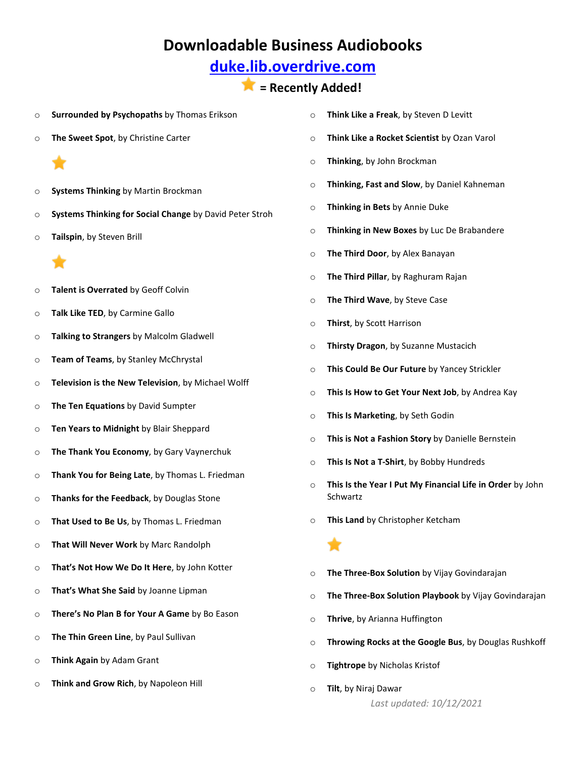# Downloadable Business Audiobooks

## [duke.lib.overdrive.com](duke.lib.overdrive.com)

### ⭐ = Recently Added!

- **Surrounded by Psychopaths** by Thomas Erikson
- **The Sweet Spot**, by Christine Carter

⭐

- **Systems Thinking** by Martin Brockman
- **Systems Thinking for Social Change** by David Peter Stroh
- **Tailspin**, by Steven Brill

⭐

- **Talent is Overrated** by Geoff Colvin
- **Talk Like TED**, by Carmine Gallo
- **Talking to Strangers** by Malcolm Gladwell
- **Team of Teams**, by Stanley McChrystal
- **Television is the New Television**, by Michael Wolff
- **The Ten Equations** by David Sumpter
- **Ten Years to Midnight** by Blair Sheppard
- **The Thank You Economy**, by Gary Vaynerchuk
- **Thank You for Being Late**, by Thomas L. Friedman
- **Thanks for the Feedback**, by Douglas Stone
- **That Used to Be Us**, by Thomas L. Friedman
- **That Will Never Work** by Marc Randolph
- **That's Not How We Do It Here**, by John Kotter
- **That's What She Said** by Joanne Lipman
- **There's No Plan B for Your A Game** by Bo Eason
- **The Thin Green Line**, by Paul Sullivan
- **Think Again** by Adam Grant
- **Think and Grow Rich**, by Napoleon Hill
- **Think Like a Freak**, by Steven D Levitt
- **Think Like a Rocket Scientist** by Ozan Varol
- **Thinking**, by John Brockman
- **Thinking, Fast and Slow**, by Daniel Kahneman
- **Thinking in Bets** by Annie Duke
- **Thinking in New Boxes** by Luc De Brabandere
- **The Third Door**, by Alex Banayan
- **The Third Pillar**, by Raghuram Rajan
- **The Third Wave**, by Steve Case
- **Thirst**, by Scott Harrison
- **Thirsty Dragon**, by Suzanne Mustacich
- **This Could Be Our Future** by Yancey Strickler
- **This Is How to Get Your Next Job**, by Andrea Kay
- **This Is Marketing**, by Seth Godin
- **This is Not a Fashion Story** by Danielle Bernstein
- **This Is Not a T-Shirt**, by Bobby Hundreds
- **This Is the Year I Put My Financial Life in Order** by John Schwartz
- **This Land** by Christopher Ketcham

⭐

- **The Three-Box Solution** by Vijay Govindarajan
- **The Three-Box Solution Playbook** by Vijay Govindarajan
- **Thrive**, by Arianna Huffington
- **Throwing Rocks at the Google Bus**, by Douglas Rushkoff
- **Tightrope** by Nicholas Kristof
- **Tilt**, by Niraj Dawar

*Last updated: 10/12/2021*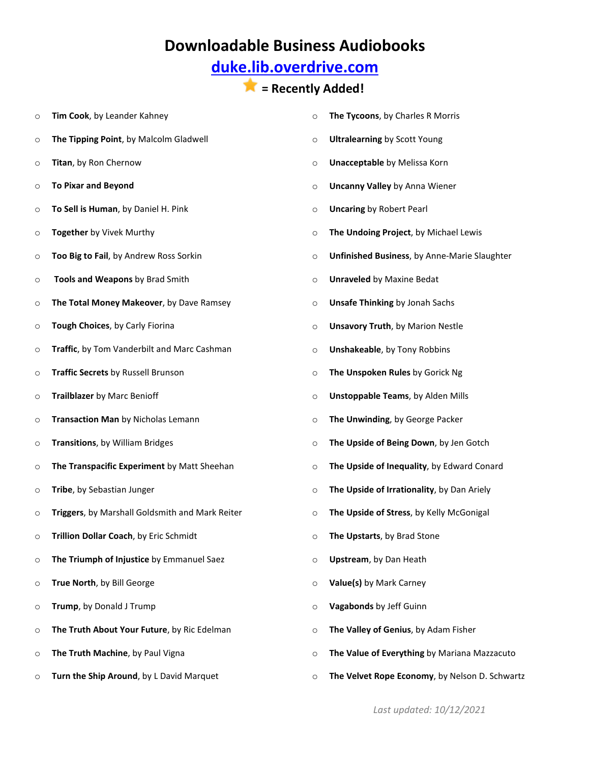# Downloadable Business Audiobooks

## duke.lib.overdrive.com

## ⭐ = Recently Added!

- **Tim Cook**, by Leander Kahney
- **The Tipping Point**, by Malcolm Gladwell
- **Titan**, by Ron Chernow
- **To Pixar and Beyond**
- **To Sell is Human**, by Daniel H. Pink
- **Together** by Vivek Murthy
- **Too Big to Fail**, by Andrew Ross Sorkin
- **Tools and Weapons** by Brad Smith
- **The Total Money Makeover**, by Dave Ramsey
- **Tough Choices**, by Carly Fiorina
- **Traffic**, by Tom Vanderbilt and Marc Cashman
- **Traffic Secrets** by Russell Brunson
- **Trailblazer** by Marc Benioff
- **Transaction Man** by Nicholas Lemann
- **Transitions**, by William Bridges
- **The Transpacific Experiment** by Matt Sheehan
- **Tribe**, by Sebastian Junger
- **Triggers**, by Marshall Goldsmith and Mark Reiter
- **Trillion Dollar Coach**, by Eric Schmidt
- **The Triumph of Injustice** by Emmanuel Saez
- **True North**, by Bill George
- **Trump**, by Donald J Trump
- **The Truth About Your Future**, by Ric Edelman
- **The Truth Machine**, by Paul Vigna
- **Turn the Ship Around**, by L David Marquet
- **The Tycoons**, by Charles R Morris
- **Ultralearning** by Scott Young
- **Unacceptable** by Melissa Korn
- **Uncanny Valley** by Anna Wiener
- **Uncaring** by Robert Pearl
- **The Undoing Project**, by Michael Lewis
- **Unfinished Business**, by Anne-Marie Slaughter
- **Unraveled** by Maxine Bedat
- **Unsafe Thinking** by Jonah Sachs
- **Unsavory Truth**, by Marion Nestle
- **Unshakeable**, by Tony Robbins
- **The Unspoken Rules** by Gorick Ng
- **Unstoppable Teams**, by Alden Mills
- **The Unwinding**, by George Packer
- **The Upside of Being Down**, by Jen Gotch
- **The Upside of Inequality**, by Edward Conard
- **The Upside of Irrationality**, by Dan Ariely
- **The Upside of Stress**, by Kelly McGonigal
- **The Upstarts**, by Brad Stone
- **Upstream**, by Dan Heath
- **Value(s)** by Mark Carney
- **Vagabonds** by Jeff Guinn
- **The Valley of Genius**, by Adam Fisher
- **The Value of Everything** by Mariana Mazzacuto
- **The Velvet Rope Economy**, by Nelson D. Schwartz

*Last updated: 10/12/2021*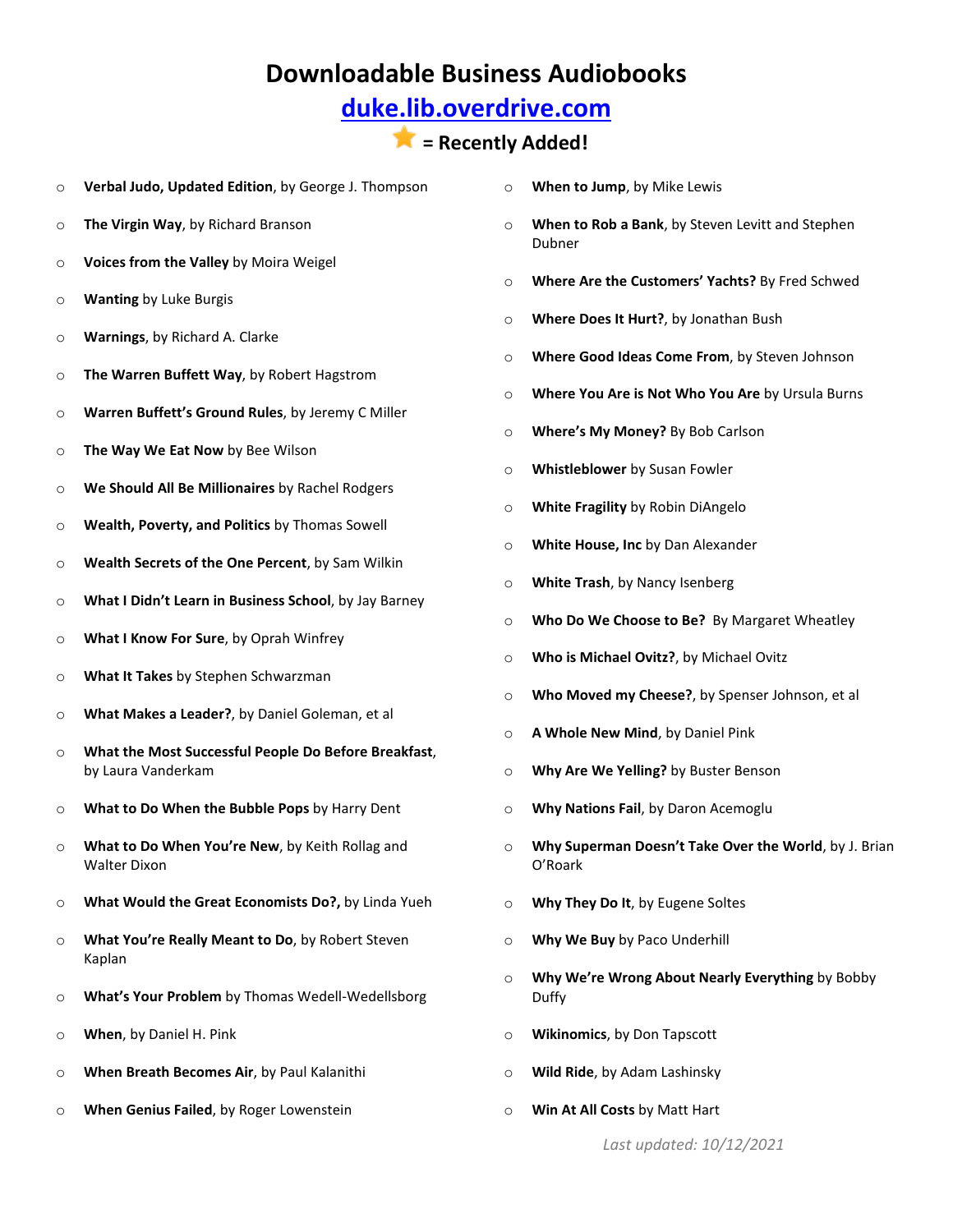# Downloadable Business Audiobooks

## [duke.lib.overdrive.com](duke.lib.overdrive.com)

### ⭐ = Recently Added!

- **Verbal Judo, Updated Edition**, by George J. Thompson
- **The Virgin Way**, by Richard Branson
- **Voices from the Valley** by Moira Weigel
- **Wanting** by Luke Burgis
- **Warnings**, by Richard A. Clarke
- **The Warren Buffett Way**, by Robert Hagstrom
- **Warren Buffett's Ground Rules**, by Jeremy C Miller
- **The Way We Eat Now** by Bee Wilson
- **We Should All Be Millionaires** by Rachel Rodgers
- **Wealth, Poverty, and Politics** by Thomas Sowell
- **Wealth Secrets of the One Percent**, by Sam Wilkin
- **What I Didn't Learn in Business School**, by Jay Barney
- **What I Know For Sure**, by Oprah Winfrey
- **What It Takes** by Stephen Schwarzman
- **What Makes a Leader?**, by Daniel Goleman, et al
- **What the Most Successful People Do Before Breakfast**, by Laura Vanderkam
- **What to Do When the Bubble Pops** by Harry Dent
- **What to Do When You're New**, by Keith Rollag and Walter Dixon
- **What Would the Great Economists Do?,** by Linda Yueh
- **What You're Really Meant to Do**, by Robert Steven Kaplan
- **What's Your Problem** by Thomas Wedell-Wedellsborg
- **When**, by Daniel H. Pink
- **When Breath Becomes Air**, by Paul Kalanithi
- **When Genius Failed**, by Roger Lowenstein
- **When to Jump**, by Mike Lewis
- **When to Rob a Bank**, by Steven Levitt and Stephen Dubner
- **Where Are the Customers' Yachts?** By Fred Schwed
- **Where Does It Hurt?**, by Jonathan Bush
- **Where Good Ideas Come From**, by Steven Johnson
- **Where You Are is Not Who You Are** by Ursula Burns
- **Where's My Money?** By Bob Carlson
- **Whistleblower** by Susan Fowler
- **White Fragility** by Robin DiAngelo
- **White House, Inc** by Dan Alexander
- **White Trash**, by Nancy Isenberg
- **Who Do We Choose to Be?** By Margaret Wheatley
- **Who is Michael Ovitz?**, by Michael Ovitz
- **Who Moved my Cheese?**, by Spenser Johnson, et al
- **A Whole New Mind**, by Daniel Pink
- **Why Are We Yelling?** by Buster Benson
- **Why Nations Fail**, by Daron Acemoglu
- **Why Superman Doesn't Take Over the World**, by J. Brian O'Roark
- **Why They Do It**, by Eugene Soltes
- **Why We Buy** by Paco Underhill
- **Why We're Wrong About Nearly Everything** by Bobby Duffy
- **Wikinomics**, by Don Tapscott
- **Wild Ride**, by Adam Lashinsky
- **Win At All Costs** by Matt Hart

*Last updated: 10/12/2021*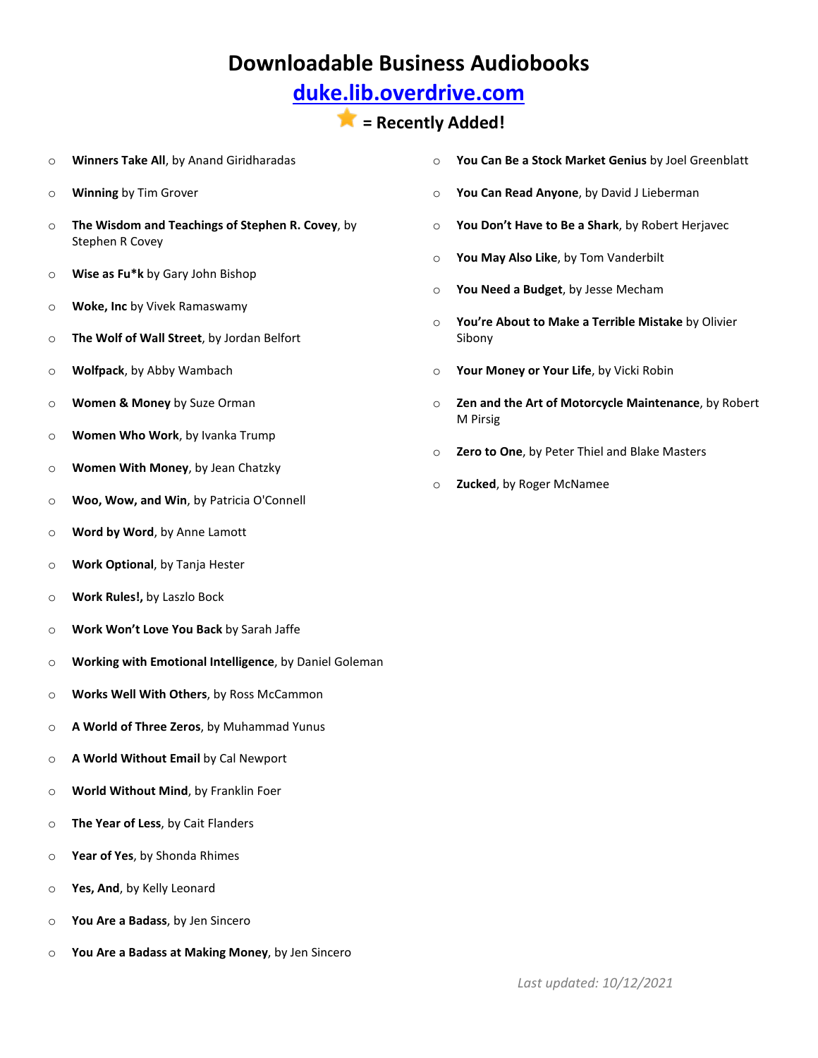# Downloadable Business Audiobooks

## [duke.lib.overdrive.com](duke.lib.overdrive.com)

### ⭐ = Recently Added!

- **Winners Take All**, by Anand Giridharadas
- **Winning** by Tim Grover
- **The Wisdom and Teachings of Stephen R. Covey**, by Stephen R Covey
- **Wise as Fu*k** by Gary John Bishop
- **Woke, Inc** by Vivek Ramaswamy
- **The Wolf of Wall Street**, by Jordan Belfort
- **Wolfpack**, by Abby Wambach
- **Women & Money** by Suze Orman
- **Women Who Work**, by Ivanka Trump
- **Women With Money**, by Jean Chatzky
- **Woo, Wow, and Win**, by Patricia O'Connell
- **Word by Word**, by Anne Lamott
- **Work Optional**, by Tanja Hester
- **Work Rules!,** by Laszlo Bock
- **Work Won't Love You Back** by Sarah Jaffe
- **Working with Emotional Intelligence**, by Daniel Goleman
- **Works Well With Others**, by Ross McCammon
- **A World of Three Zeros**, by Muhammad Yunus
- **A World Without Email** by Cal Newport
- **World Without Mind**, by Franklin Foer
- **The Year of Less**, by Cait Flanders
- **Year of Yes**, by Shonda Rhimes
- **Yes, And**, by Kelly Leonard
- **You Are a Badass**, by Jen Sincero
- **You Are a Badass at Making Money**, by Jen Sincero
- **You Can Be a Stock Market Genius** by Joel Greenblatt
- **You Can Read Anyone**, by David J Lieberman
- **You Don't Have to Be a Shark**, by Robert Herjavec
- **You May Also Like**, by Tom Vanderbilt
- **You Need a Budget**, by Jesse Mecham
- **You're About to Make a Terrible Mistake** by Olivier Sibony
- **Your Money or Your Life**, by Vicki Robin
- **Zen and the Art of Motorcycle Maintenance**, by Robert M Pirsig
- **Zero to One**, by Peter Thiel and Blake Masters
- **Zucked**, by Roger McNamee

*Last updated: 10/12/2021*